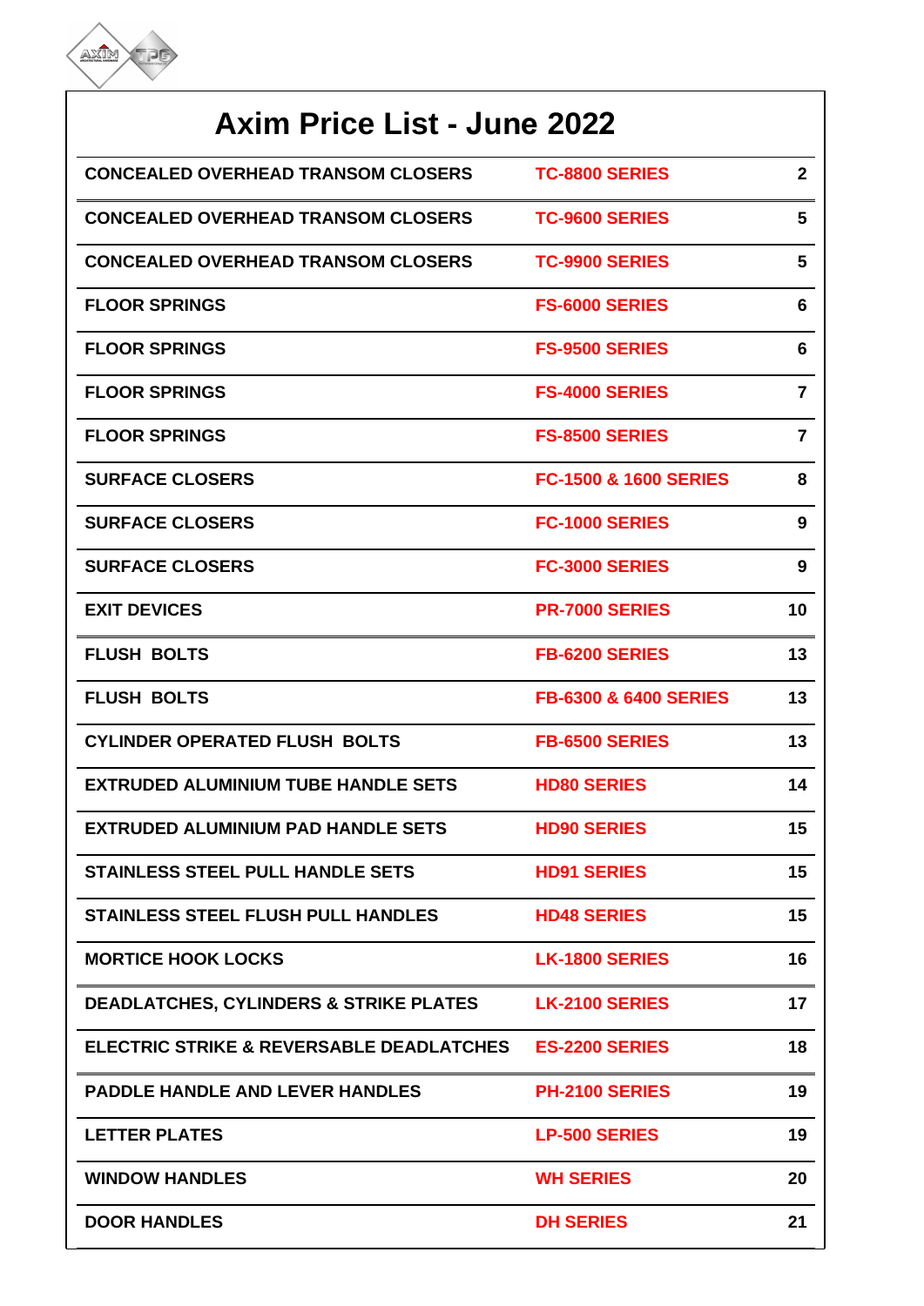# Axim Price List - June 2022

| | | |
|---|---|---|
| CONCEALED OVERHEAD TRANSOM CLOSERS | TC-8800 SERIES | 2 |
| CONCEALED OVERHEAD TRANSOM CLOSERS | TC-9600 SERIES | 5 |
| CONCEALED OVERHEAD TRANSOM CLOSERS | TC-9900 SERIES | 5 |
| FLOOR SPRINGS | FS-6000 SERIES | 6 |
| FLOOR SPRINGS | FS-9500 SERIES | 6 |
| FLOOR SPRINGS | FS-4000 SERIES | 7 |
| FLOOR SPRINGS | FS-8500 SERIES | 7 |
| SURFACE CLOSERS | FC-1500 & 1600 SERIES | 8 |
| SURFACE CLOSERS | FC-1000 SERIES | 9 |
| SURFACE CLOSERS | FC-3000 SERIES | 9 |
| EXIT DEVICES | PR-7000 SERIES | 10 |
| FLUSH BOLTS | FB-6200 SERIES | 13 |
| FLUSH BOLTS | FB-6300 & 6400 SERIES | 13 |
| CYLINDER OPERATED FLUSH BOLTS | FB-6500 SERIES | 13 |
| EXTRUDED ALUMINIUM TUBE HANDLE SETS | HD80 SERIES | 14 |
| EXTRUDED ALUMINIUM PAD HANDLE SETS | HD90 SERIES | 15 |
| STAINLESS STEEL PULL HANDLE SETS | HD91 SERIES | 15 |
| STAINLESS STEEL FLUSH PULL HANDLES | HD48 SERIES | 15 |
| MORTICE HOOK LOCKS | LK-1800 SERIES | 16 |
| DEADLATCHES, CYLINDERS & STRIKE PLATES | LK-2100 SERIES | 17 |
| ELECTRIC STRIKE & REVERSABLE DEADLATCHES | ES-2200 SERIES | 18 |
| PADDLE HANDLE AND LEVER HANDLES | PH-2100 SERIES | 19 |
| LETTER PLATES | LP-500 SERIES | 19 |
| WINDOW HANDLES | WH SERIES | 20 |
| DOOR HANDLES | DH SERIES | 21 |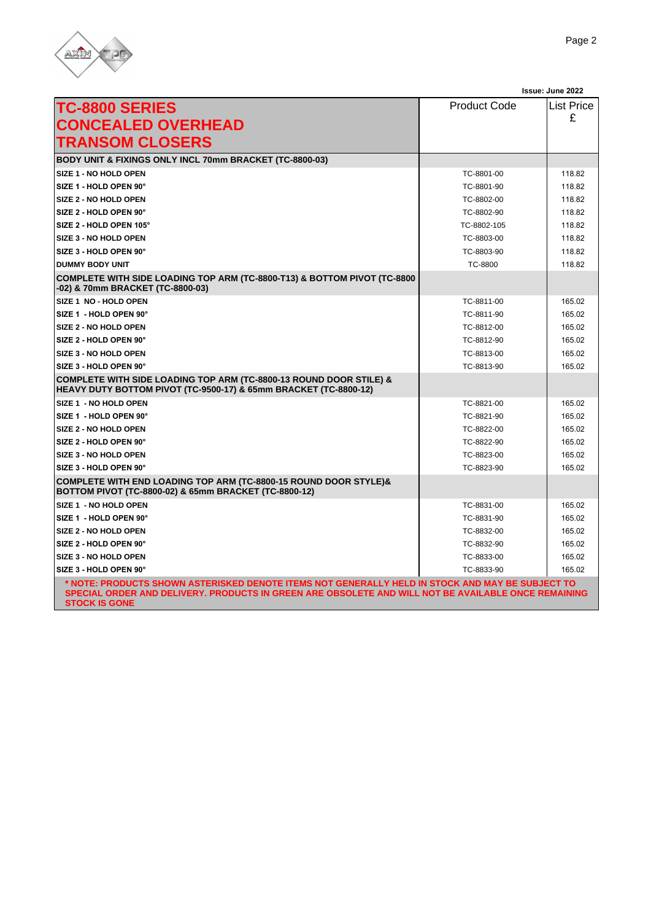Issue: June 2022

| TC-8800 SERIES CONCEALED OVERHEAD TRANSOM CLOSERS | Product Code | List Price £ |
|---|---|---|
| **BODY UNIT & FIXINGS ONLY INCL 70mm BRACKET (TC-8800-03)** | | |
| **SIZE 1 - NO HOLD OPEN** | TC-8801-00 | 118.82 |
| **SIZE 1 - HOLD OPEN 90°** | TC-8801-90 | 118.82 |
| **SIZE 2 - NO HOLD OPEN** | TC-8802-00 | 118.82 |
| **SIZE 2 - HOLD OPEN 90°** | TC-8802-90 | 118.82 |
| **SIZE 2 - HOLD OPEN 105°** | TC-8802-105 | 118.82 |
| **SIZE 3 - NO HOLD OPEN** | TC-8803-00 | 118.82 |
| **SIZE 3 - HOLD OPEN 90°** | TC-8803-90 | 118.82 |
| **DUMMY BODY UNIT** | TC-8800 | 118.82 |
| **COMPLETE WITH SIDE LOADING TOP ARM (TC-8800-T13) & BOTTOM PIVOT (TC-8800 -02) & 70mm BRACKET (TC-8800-03)** | | |
| **SIZE 1 NO - HOLD OPEN** | TC-8811-00 | 165.02 |
| **SIZE 1 - HOLD OPEN 90°** | TC-8811-90 | 165.02 |
| **SIZE 2 - NO HOLD OPEN** | TC-8812-00 | 165.02 |
| **SIZE 2 - HOLD OPEN 90°** | TC-8812-90 | 165.02 |
| **SIZE 3 - NO HOLD OPEN** | TC-8813-00 | 165.02 |
| **SIZE 3 - HOLD OPEN 90°** | TC-8813-90 | 165.02 |
| **COMPLETE WITH SIDE LOADING TOP ARM (TC-8800-13 ROUND DOOR STILE) & HEAVY DUTY BOTTOM PIVOT (TC-9500-17) & 65mm BRACKET (TC-8800-12)** | | |
| **SIZE 1 - NO HOLD OPEN** | TC-8821-00 | 165.02 |
| **SIZE 1 - HOLD OPEN 90°** | TC-8821-90 | 165.02 |
| **SIZE 2 - NO HOLD OPEN** | TC-8822-00 | 165.02 |
| **SIZE 2 - HOLD OPEN 90°** | TC-8822-90 | 165.02 |
| **SIZE 3 - NO HOLD OPEN** | TC-8823-00 | 165.02 |
| **SIZE 3 - HOLD OPEN 90°** | TC-8823-90 | 165.02 |
| **COMPLETE WITH END LOADING TOP ARM (TC-8800-15 ROUND DOOR STYLE)& BOTTOM PIVOT (TC-8800-02) & 65mm BRACKET (TC-8800-12)** | | |
| **SIZE 1 - NO HOLD OPEN** | TC-8831-00 | 165.02 |
| **SIZE 1 - HOLD OPEN 90°** | TC-8831-90 | 165.02 |
| **SIZE 2 - NO HOLD OPEN** | TC-8832-00 | 165.02 |
| **SIZE 2 - HOLD OPEN 90°** | TC-8832-90 | 165.02 |
| **SIZE 3 - NO HOLD OPEN** | TC-8833-00 | 165.02 |
| **SIZE 3 - HOLD OPEN 90°** | TC-8833-90 | 165.02 |

**\* NOTE: PRODUCTS SHOWN ASTERISKED DENOTE ITEMS NOT GENERALLY HELD IN STOCK AND MAY BE SUBJECT TO SPECIAL ORDER AND DELIVERY. PRODUCTS IN GREEN ARE OBSOLETE AND WILL NOT BE AVAILABLE ONCE REMAINING STOCK IS GONE**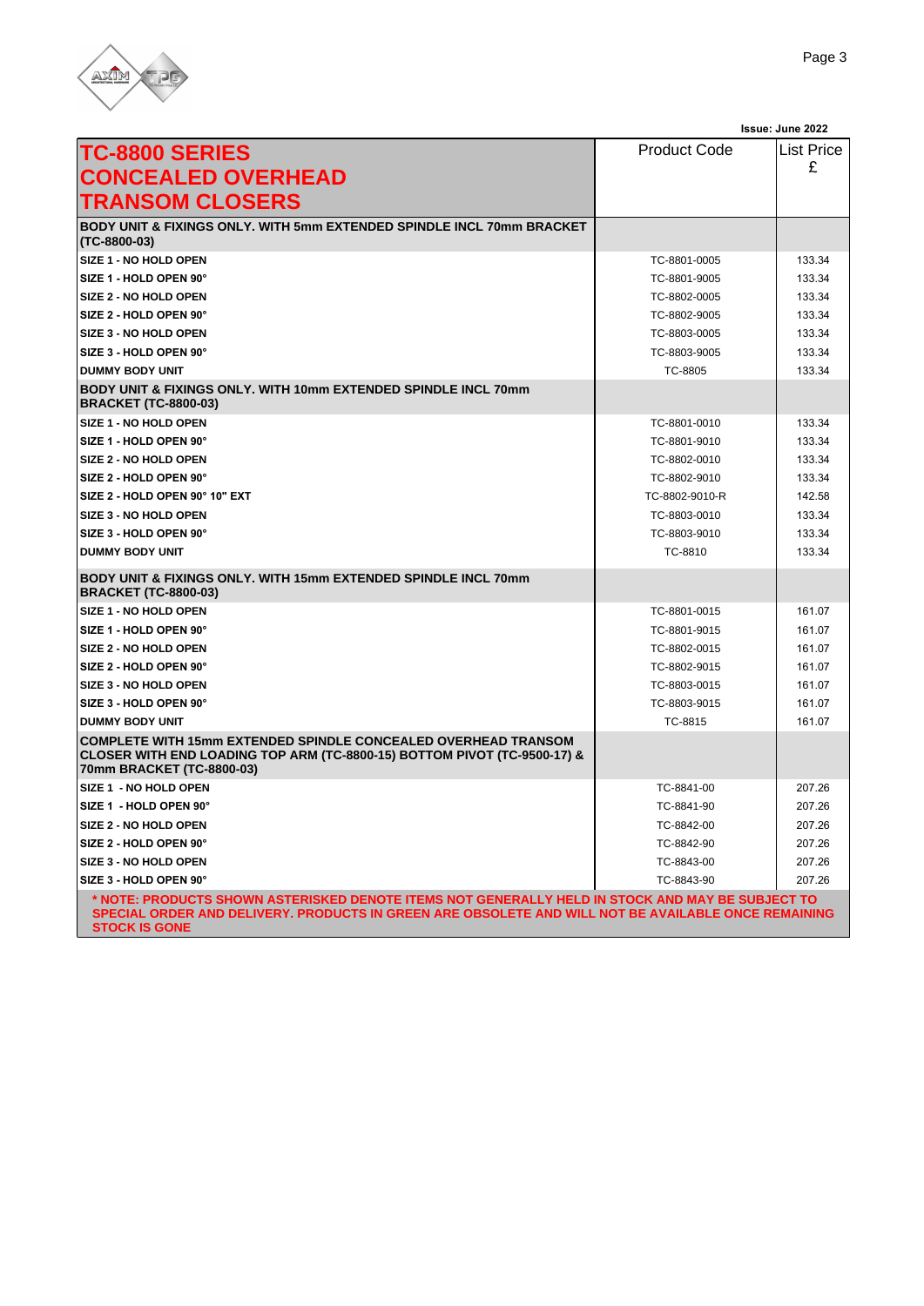Issue: June 2022

| TC-8800 SERIES CONCEALED OVERHEAD TRANSOM CLOSERS | Product Code | List Price £ |
|---|---|---|
| **BODY UNIT & FIXINGS ONLY. WITH 5mm EXTENDED SPINDLE INCL 70mm BRACKET (TC-8800-03)** | | |
| SIZE 1 - NO HOLD OPEN | TC-8801-0005 | 133.34 |
| SIZE 1 - HOLD OPEN 90° | TC-8801-9005 | 133.34 |
| SIZE 2 - NO HOLD OPEN | TC-8802-0005 | 133.34 |
| SIZE 2 - HOLD OPEN 90° | TC-8802-9005 | 133.34 |
| SIZE 3 - NO HOLD OPEN | TC-8803-0005 | 133.34 |
| SIZE 3 - HOLD OPEN 90° | TC-8803-9005 | 133.34 |
| DUMMY BODY UNIT | TC-8805 | 133.34 |
| **BODY UNIT & FIXINGS ONLY. WITH 10mm EXTENDED SPINDLE INCL 70mm BRACKET (TC-8800-03)** | | |
| SIZE 1 - NO HOLD OPEN | TC-8801-0010 | 133.34 |
| SIZE 1 - HOLD OPEN 90° | TC-8801-9010 | 133.34 |
| SIZE 2 - NO HOLD OPEN | TC-8802-0010 | 133.34 |
| SIZE 2 - HOLD OPEN 90° | TC-8802-9010 | 133.34 |
| SIZE 2 - HOLD OPEN 90° 10" EXT | TC-8802-9010-R | 142.58 |
| SIZE 3 - NO HOLD OPEN | TC-8803-0010 | 133.34 |
| SIZE 3 - HOLD OPEN 90° | TC-8803-9010 | 133.34 |
| DUMMY BODY UNIT | TC-8810 | 133.34 |
| **BODY UNIT & FIXINGS ONLY. WITH 15mm EXTENDED SPINDLE INCL 70mm BRACKET (TC-8800-03)** | | |
| SIZE 1 - NO HOLD OPEN | TC-8801-0015 | 161.07 |
| SIZE 1 - HOLD OPEN 90° | TC-8801-9015 | 161.07 |
| SIZE 2 - NO HOLD OPEN | TC-8802-0015 | 161.07 |
| SIZE 2 - HOLD OPEN 90° | TC-8802-9015 | 161.07 |
| SIZE 3 - NO HOLD OPEN | TC-8803-0015 | 161.07 |
| SIZE 3 - HOLD OPEN 90° | TC-8803-9015 | 161.07 |
| DUMMY BODY UNIT | TC-8815 | 161.07 |
| **COMPLETE WITH 15mm EXTENDED SPINDLE CONCEALED OVERHEAD TRANSOM CLOSER WITH END LOADING TOP ARM (TC-8800-15) BOTTOM PIVOT (TC-9500-17) & 70mm BRACKET (TC-8800-03)** | | |
| SIZE 1 - NO HOLD OPEN | TC-8841-00 | 207.26 |
| SIZE 1 - HOLD OPEN 90° | TC-8841-90 | 207.26 |
| SIZE 2 - NO HOLD OPEN | TC-8842-00 | 207.26 |
| SIZE 2 - HOLD OPEN 90° | TC-8842-90 | 207.26 |
| SIZE 3 - NO HOLD OPEN | TC-8843-00 | 207.26 |
| SIZE 3 - HOLD OPEN 90° | TC-8843-90 | 207.26 |

**\* NOTE: PRODUCTS SHOWN ASTERISKED DENOTE ITEMS NOT GENERALLY HELD IN STOCK AND MAY BE SUBJECT TO SPECIAL ORDER AND DELIVERY. PRODUCTS IN GREEN ARE OBSOLETE AND WILL NOT BE AVAILABLE ONCE REMAINING STOCK IS GONE**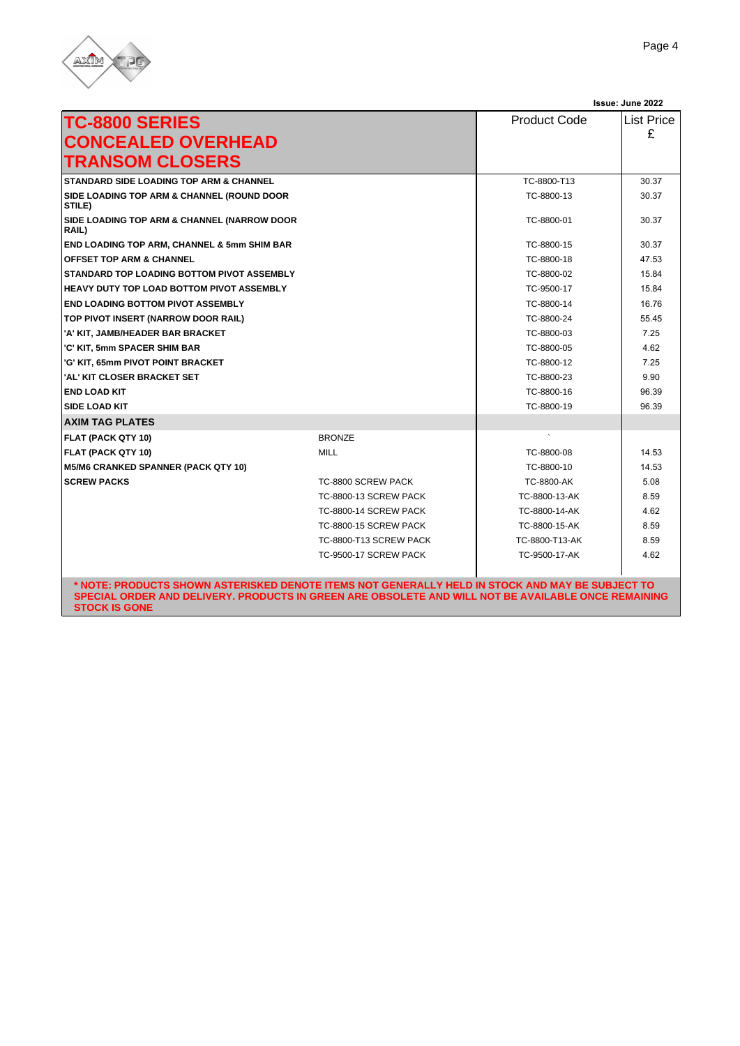Issue: June 2022

| TC-8800 SERIES CONCEALED OVERHEAD TRANSOM CLOSERS | | Product Code | List Price £ |
|---|---|---|---|
| **STANDARD SIDE LOADING TOP ARM & CHANNEL** | | TC-8800-T13 | 30.37 |
| **SIDE LOADING TOP ARM & CHANNEL (ROUND DOOR STILE)** | | TC-8800-13 | 30.37 |
| **SIDE LOADING TOP ARM & CHANNEL (NARROW DOOR RAIL)** | | TC-8800-01 | 30.37 |
| **END LOADING TOP ARM, CHANNEL & 5mm SHIM BAR** | | TC-8800-15 | 30.37 |
| **OFFSET TOP ARM & CHANNEL** | | TC-8800-18 | 47.53 |
| **STANDARD TOP LOADING BOTTOM PIVOT ASSEMBLY** | | TC-8800-02 | 15.84 |
| **HEAVY DUTY TOP LOAD BOTTOM PIVOT ASSEMBLY** | | TC-9500-17 | 15.84 |
| **END LOADING BOTTOM PIVOT ASSEMBLY** | | TC-8800-14 | 16.76 |
| **TOP PIVOT INSERT (NARROW DOOR RAIL)** | | TC-8800-24 | 55.45 |
| **'A' KIT, JAMB/HEADER BAR BRACKET** | | TC-8800-03 | 7.25 |
| **'C' KIT, 5mm SPACER SHIM BAR** | | TC-8800-05 | 4.62 |
| **'G' KIT, 65mm PIVOT POINT BRACKET** | | TC-8800-12 | 7.25 |
| **'AL' KIT CLOSER BRACKET SET** | | TC-8800-23 | 9.90 |
| **END LOAD KIT** | | TC-8800-16 | 96.39 |
| **SIDE LOAD KIT** | | TC-8800-19 | 96.39 |
| **AXIM TAG PLATES** | | | |
| **FLAT (PACK QTY 10)** | BRONZE | ` | |
| **FLAT (PACK QTY 10)** | MILL | TC-8800-08 | 14.53 |
| **M5/M6 CRANKED SPANNER (PACK QTY 10)** | | TC-8800-10 | 14.53 |
| **SCREW PACKS** | TC-8800 SCREW PACK | TC-8800-AK | 5.08 |
| | TC-8800-13 SCREW PACK | TC-8800-13-AK | 8.59 |
| | TC-8800-14 SCREW PACK | TC-8800-14-AK | 4.62 |
| | TC-8800-15 SCREW PACK | TC-8800-15-AK | 8.59 |
| | TC-8800-T13 SCREW PACK | TC-8800-T13-AK | 8.59 |
| | TC-9500-17 SCREW PACK | TC-9500-17-AK | 4.62 |

**\* NOTE: PRODUCTS SHOWN ASTERISKED DENOTE ITEMS NOT GENERALLY HELD IN STOCK AND MAY BE SUBJECT TO SPECIAL ORDER AND DELIVERY. PRODUCTS IN GREEN ARE OBSOLETE AND WILL NOT BE AVAILABLE ONCE REMAINING STOCK IS GONE**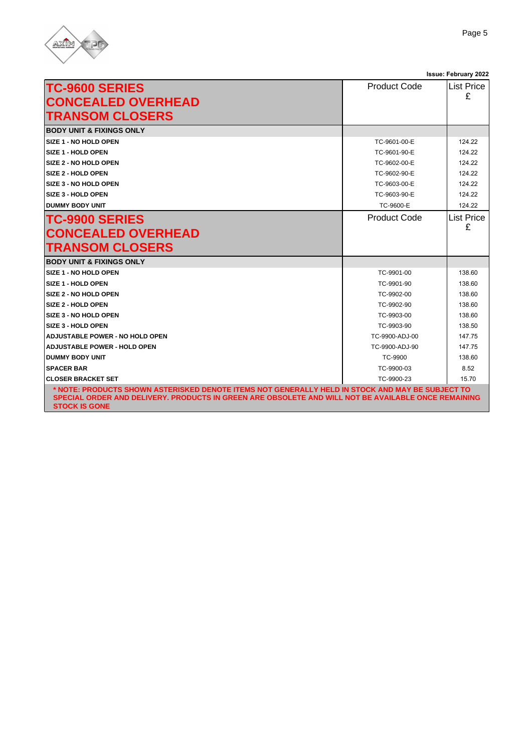Issue: February 2022

| TC-9600 SERIES CONCEALED OVERHEAD TRANSOM CLOSERS | Product Code | List Price £ |
|---|---|---|
| **BODY UNIT & FIXINGS ONLY** | | |
| **SIZE 1 - NO HOLD OPEN** | TC-9601-00-E | 124.22 |
| **SIZE 1 - HOLD OPEN** | TC-9601-90-E | 124.22 |
| **SIZE 2 - NO HOLD OPEN** | TC-9602-00-E | 124.22 |
| **SIZE 2 - HOLD OPEN** | TC-9602-90-E | 124.22 |
| **SIZE 3 - NO HOLD OPEN** | TC-9603-00-E | 124.22 |
| **SIZE 3 - HOLD OPEN** | TC-9603-90-E | 124.22 |
| **DUMMY BODY UNIT** | TC-9600-E | 124.22 |

| TC-9900 SERIES CONCEALED OVERHEAD TRANSOM CLOSERS | Product Code | List Price £ |
|---|---|---|
| **BODY UNIT & FIXINGS ONLY** | | |
| **SIZE 1 - NO HOLD OPEN** | TC-9901-00 | 138.60 |
| **SIZE 1 - HOLD OPEN** | TC-9901-90 | 138.60 |
| **SIZE 2 - NO HOLD OPEN** | TC-9902-00 | 138.60 |
| **SIZE 2 - HOLD OPEN** | TC-9902-90 | 138.60 |
| **SIZE 3 - NO HOLD OPEN** | TC-9903-00 | 138.60 |
| **SIZE 3 - HOLD OPEN** | TC-9903-90 | 138.50 |
| **ADJUSTABLE POWER - NO HOLD OPEN** | TC-9900-ADJ-00 | 147.75 |
| **ADJUSTABLE POWER - HOLD OPEN** | TC-9900-ADJ-90 | 147.75 |
| **DUMMY BODY UNIT** | TC-9900 | 138.60 |
| **SPACER BAR** | TC-9900-03 | 8.52 |
| **CLOSER BRACKET SET** | TC-9900-23 | 15.70 |

**\* NOTE: PRODUCTS SHOWN ASTERISKED DENOTE ITEMS NOT GENERALLY HELD IN STOCK AND MAY BE SUBJECT TO SPECIAL ORDER AND DELIVERY. PRODUCTS IN GREEN ARE OBSOLETE AND WILL NOT BE AVAILABLE ONCE REMAINING STOCK IS GONE**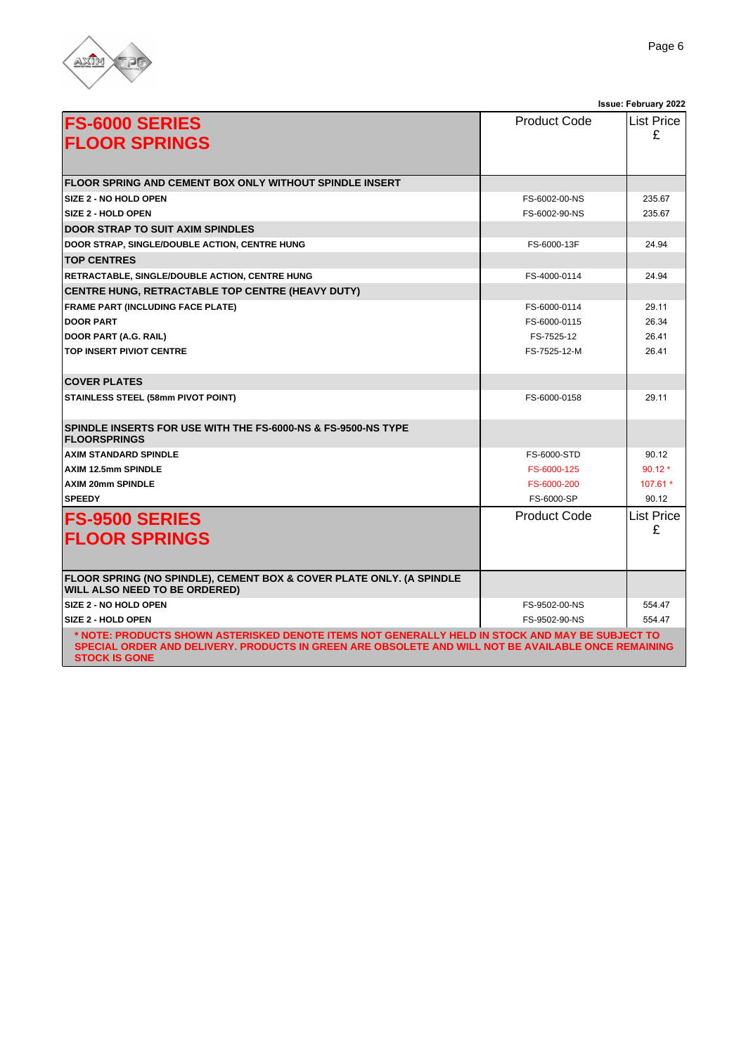Issue: February 2022

| FS-6000 SERIES FLOOR SPRINGS | Product Code | List Price £ |
|---|---|---|
| **FLOOR SPRING AND CEMENT BOX ONLY WITHOUT SPINDLE INSERT** | | |
| SIZE 2 - NO HOLD OPEN | FS-6002-00-NS | 235.67 |
| SIZE 2 - HOLD OPEN | FS-6002-90-NS | 235.67 |
| **DOOR STRAP TO SUIT AXIM SPINDLES** | | |
| DOOR STRAP, SINGLE/DOUBLE ACTION, CENTRE HUNG | FS-6000-13F | 24.94 |
| **TOP CENTRES** | | |
| RETRACTABLE, SINGLE/DOUBLE ACTION, CENTRE HUNG | FS-4000-0114 | 24.94 |
| **CENTRE HUNG, RETRACTABLE TOP CENTRE (HEAVY DUTY)** | | |
| FRAME PART (INCLUDING FACE PLATE) | FS-6000-0114 | 29.11 |
| DOOR PART | FS-6000-0115 | 26.34 |
| DOOR PART (A.G. RAIL) | FS-7525-12 | 26.41 |
| TOP INSERT PIVIOT CENTRE | FS-7525-12-M | 26.41 |
| **COVER PLATES** | | |
| STAINLESS STEEL (58mm PIVOT POINT) | FS-6000-0158 | 29.11 |
| **SPINDLE INSERTS FOR USE WITH THE FS-6000-NS & FS-9500-NS TYPE FLOORSPRINGS** | | |
| AXIM STANDARD SPINDLE | FS-6000-STD | 90.12 |
| AXIM 12.5mm SPINDLE | FS-6000-125 | 90.12 * |
| AXIM 20mm SPINDLE | FS-6000-200 | 107.61 * |
| SPEEDY | FS-6000-SP | 90.12 |

| FS-9500 SERIES FLOOR SPRINGS | Product Code | List Price £ |
|---|---|---|
| **FLOOR SPRING (NO SPINDLE), CEMENT BOX & COVER PLATE ONLY. (A SPINDLE WILL ALSO NEED TO BE ORDERED)** | | |
| SIZE 2 - NO HOLD OPEN | FS-9502-00-NS | 554.47 |
| SIZE 2 - HOLD OPEN | FS-9502-90-NS | 554.47 |

**\* NOTE: PRODUCTS SHOWN ASTERISKED DENOTE ITEMS NOT GENERALLY HELD IN STOCK AND MAY BE SUBJECT TO SPECIAL ORDER AND DELIVERY. PRODUCTS IN GREEN ARE OBSOLETE AND WILL NOT BE AVAILABLE ONCE REMAINING STOCK IS GONE**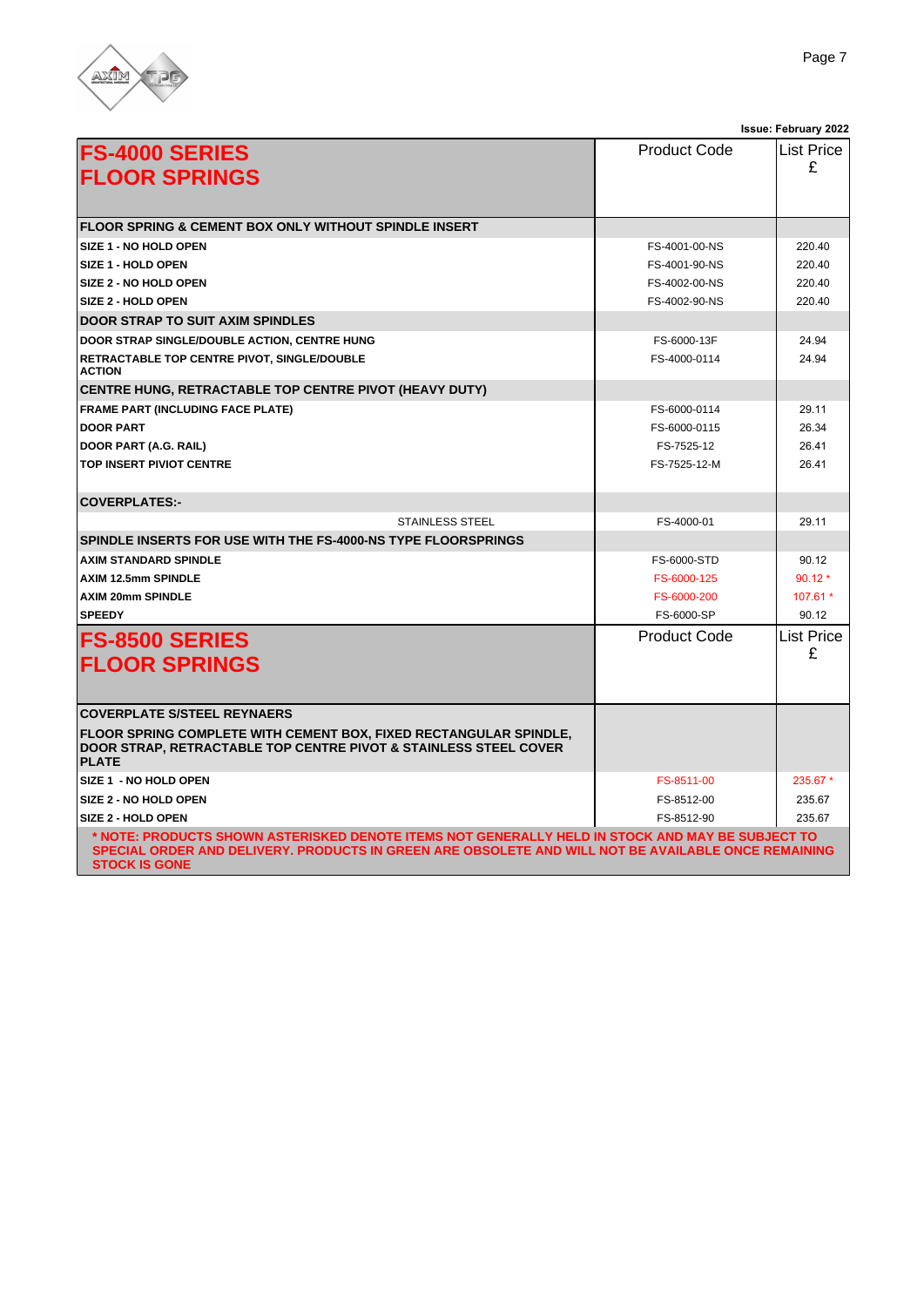Issue: February 2022

| FS-4000 SERIES FLOOR SPRINGS | Product Code | List Price £ |
|---|---|---|
| **FLOOR SPRING & CEMENT BOX ONLY WITHOUT SPINDLE INSERT** | | |
| **SIZE 1 - NO HOLD OPEN** | FS-4001-00-NS | 220.40 |
| **SIZE 1 - HOLD OPEN** | FS-4001-90-NS | 220.40 |
| **SIZE 2 - NO HOLD OPEN** | FS-4002-00-NS | 220.40 |
| **SIZE 2 - HOLD OPEN** | FS-4002-90-NS | 220.40 |
| **DOOR STRAP TO SUIT AXIM SPINDLES** | | |
| **DOOR STRAP SINGLE/DOUBLE ACTION, CENTRE HUNG** | FS-6000-13F | 24.94 |
| **RETRACTABLE TOP CENTRE PIVOT, SINGLE/DOUBLE ACTION** | FS-4000-0114 | 24.94 |
| **CENTRE HUNG, RETRACTABLE TOP CENTRE PIVOT (HEAVY DUTY)** | | |
| **FRAME PART (INCLUDING FACE PLATE)** | FS-6000-0114 | 29.11 |
| **DOOR PART** | FS-6000-0115 | 26.34 |
| **DOOR PART (A.G. RAIL)** | FS-7525-12 | 26.41 |
| **TOP INSERT PIVIOT CENTRE** | FS-7525-12-M | 26.41 |
| **COVERPLATES:-** | | |
| STAINLESS STEEL | FS-4000-01 | 29.11 |
| **SPINDLE INSERTS FOR USE WITH THE FS-4000-NS TYPE FLOORSPRINGS** | | |
| **AXIM STANDARD SPINDLE** | FS-6000-STD | 90.12 |
| **AXIM 12.5mm SPINDLE** | FS-6000-125 | 90.12 * |
| **AXIM 20mm SPINDLE** | FS-6000-200 | 107.61 * |
| **SPEEDY** | FS-6000-SP | 90.12 |

| FS-8500 SERIES FLOOR SPRINGS | Product Code | List Price £ |
|---|---|---|
| **COVERPLATE S/STEEL REYNAERS** | | |
| **FLOOR SPRING COMPLETE WITH CEMENT BOX, FIXED RECTANGULAR SPINDLE, DOOR STRAP, RETRACTABLE TOP CENTRE PIVOT & STAINLESS STEEL COVER PLATE** | | |
| **SIZE 1 - NO HOLD OPEN** | FS-8511-00 | 235.67 * |
| **SIZE 2 - NO HOLD OPEN** | FS-8512-00 | 235.67 |
| **SIZE 2 - HOLD OPEN** | FS-8512-90 | 235.67 |

**\* NOTE: PRODUCTS SHOWN ASTERISKED DENOTE ITEMS NOT GENERALLY HELD IN STOCK AND MAY BE SUBJECT TO SPECIAL ORDER AND DELIVERY. PRODUCTS IN GREEN ARE OBSOLETE AND WILL NOT BE AVAILABLE ONCE REMAINING STOCK IS GONE**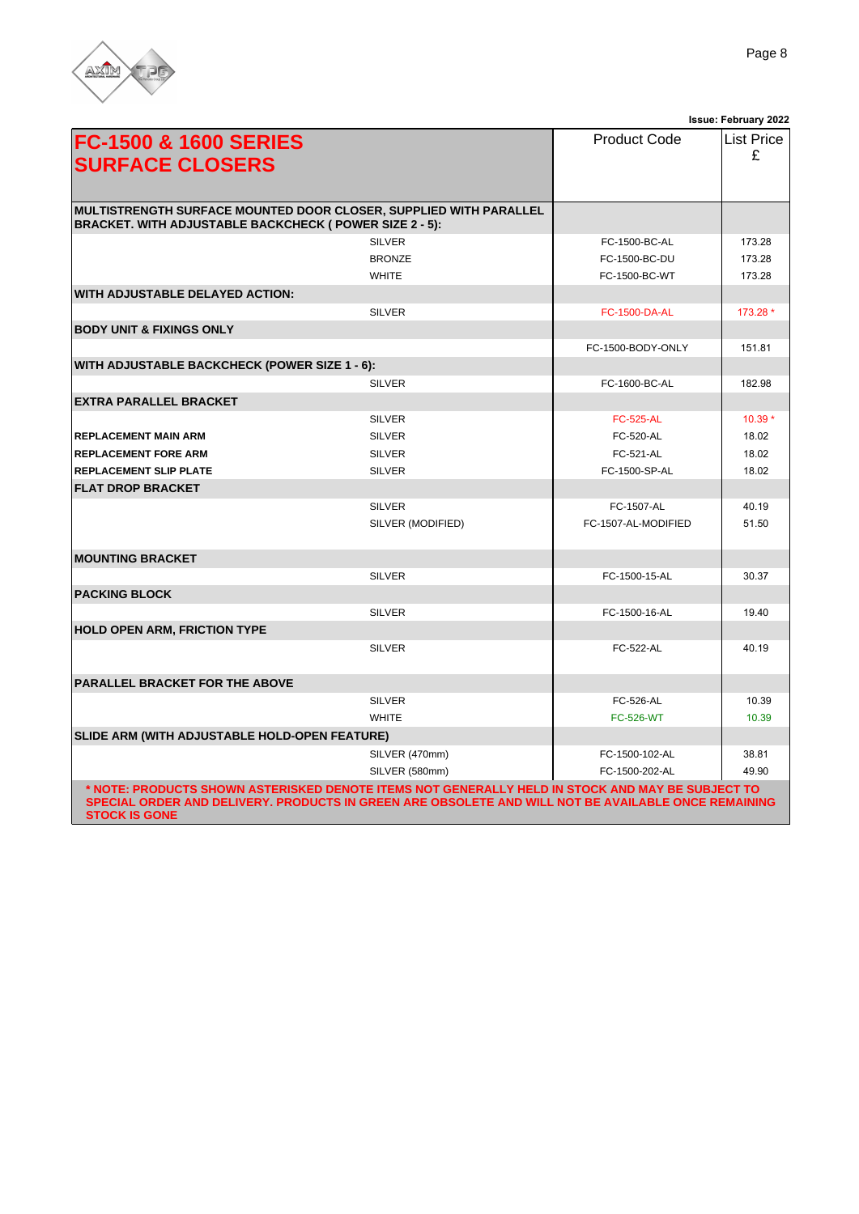Issue: February 2022

| FC-1500 & 1600 SERIES SURFACE CLOSERS | | Product Code | List Price £ |
|---|---|---|---|
| **MULTISTRENGTH SURFACE MOUNTED DOOR CLOSER, SUPPLIED WITH PARALLEL BRACKET. WITH ADJUSTABLE BACKCHECK ( POWER SIZE 2 - 5):** | | | |
| | SILVER | FC-1500-BC-AL | 173.28 |
| | BRONZE | FC-1500-BC-DU | 173.28 |
| | WHITE | FC-1500-BC-WT | 173.28 |
| **WITH ADJUSTABLE DELAYED ACTION:** | | | |
| | SILVER | FC-1500-DA-AL | 173.28 * |
| **BODY UNIT & FIXINGS ONLY** | | | |
| | | FC-1500-BODY-ONLY | 151.81 |
| **WITH ADJUSTABLE BACKCHECK (POWER SIZE 1 - 6):** | | | |
| | SILVER | FC-1600-BC-AL | 182.98 |
| **EXTRA PARALLEL BRACKET** | | | |
| | SILVER | FC-525-AL | 10.39 * |
| **REPLACEMENT MAIN ARM** | SILVER | FC-520-AL | 18.02 |
| **REPLACEMENT FORE ARM** | SILVER | FC-521-AL | 18.02 |
| **REPLACEMENT SLIP PLATE** | SILVER | FC-1500-SP-AL | 18.02 |
| **FLAT DROP BRACKET** | | | |
| | SILVER | FC-1507-AL | 40.19 |
| | SILVER (MODIFIED) | FC-1507-AL-MODIFIED | 51.50 |
| **MOUNTING BRACKET** | | | |
| | SILVER | FC-1500-15-AL | 30.37 |
| **PACKING BLOCK** | | | |
| | SILVER | FC-1500-16-AL | 19.40 |
| **HOLD OPEN ARM, FRICTION TYPE** | | | |
| | SILVER | FC-522-AL | 40.19 |
| **PARALLEL BRACKET FOR THE ABOVE** | | | |
| | SILVER | FC-526-AL | 10.39 |
| | WHITE | FC-526-WT | 10.39 |
| **SLIDE ARM (WITH ADJUSTABLE HOLD-OPEN FEATURE)** | | | |
| | SILVER (470mm) | FC-1500-102-AL | 38.81 |
| | SILVER (580mm) | FC-1500-202-AL | 49.90 |

**\* NOTE: PRODUCTS SHOWN ASTERISKED DENOTE ITEMS NOT GENERALLY HELD IN STOCK AND MAY BE SUBJECT TO SPECIAL ORDER AND DELIVERY. PRODUCTS IN GREEN ARE OBSOLETE AND WILL NOT BE AVAILABLE ONCE REMAINING STOCK IS GONE**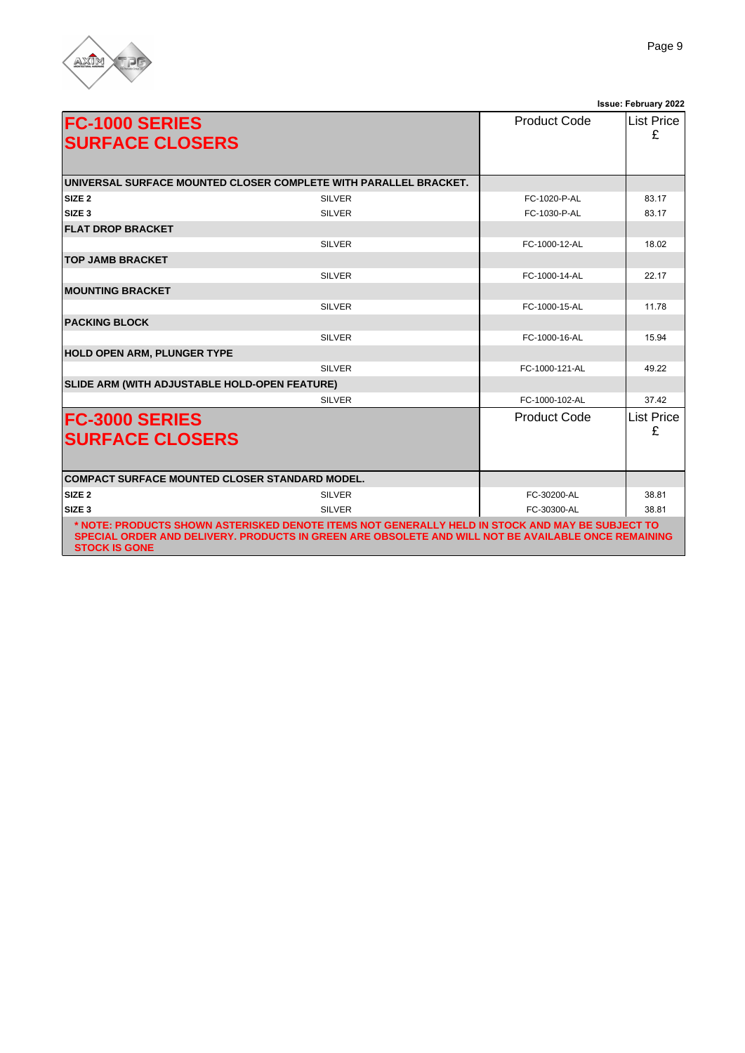Issue: February 2022

| FC-1000 SERIES SURFACE CLOSERS | | Product Code | List Price £ |
|---|---|---|---|
| **UNIVERSAL SURFACE MOUNTED CLOSER COMPLETE WITH PARALLEL BRACKET.** | | | |
| **SIZE 2** | SILVER | FC-1020-P-AL | 83.17 |
| **SIZE 3** | SILVER | FC-1030-P-AL | 83.17 |
| **FLAT DROP BRACKET** | | | |
| | SILVER | FC-1000-12-AL | 18.02 |
| **TOP JAMB BRACKET** | | | |
| | SILVER | FC-1000-14-AL | 22.17 |
| **MOUNTING BRACKET** | | | |
| | SILVER | FC-1000-15-AL | 11.78 |
| **PACKING BLOCK** | | | |
| | SILVER | FC-1000-16-AL | 15.94 |
| **HOLD OPEN ARM, PLUNGER TYPE** | | | |
| | SILVER | FC-1000-121-AL | 49.22 |
| **SLIDE ARM (WITH ADJUSTABLE HOLD-OPEN FEATURE)** | | | |
| | SILVER | FC-1000-102-AL | 37.42 |

| FC-3000 SERIES SURFACE CLOSERS | | Product Code | List Price £ |
|---|---|---|---|
| **COMPACT SURFACE MOUNTED CLOSER STANDARD MODEL.** | | | |
| **SIZE 2** | SILVER | FC-30200-AL | 38.81 |
| **SIZE 3** | SILVER | FC-30300-AL | 38.81 |

**\* NOTE: PRODUCTS SHOWN ASTERISKED DENOTE ITEMS NOT GENERALLY HELD IN STOCK AND MAY BE SUBJECT TO SPECIAL ORDER AND DELIVERY. PRODUCTS IN GREEN ARE OBSOLETE AND WILL NOT BE AVAILABLE ONCE REMAINING STOCK IS GONE**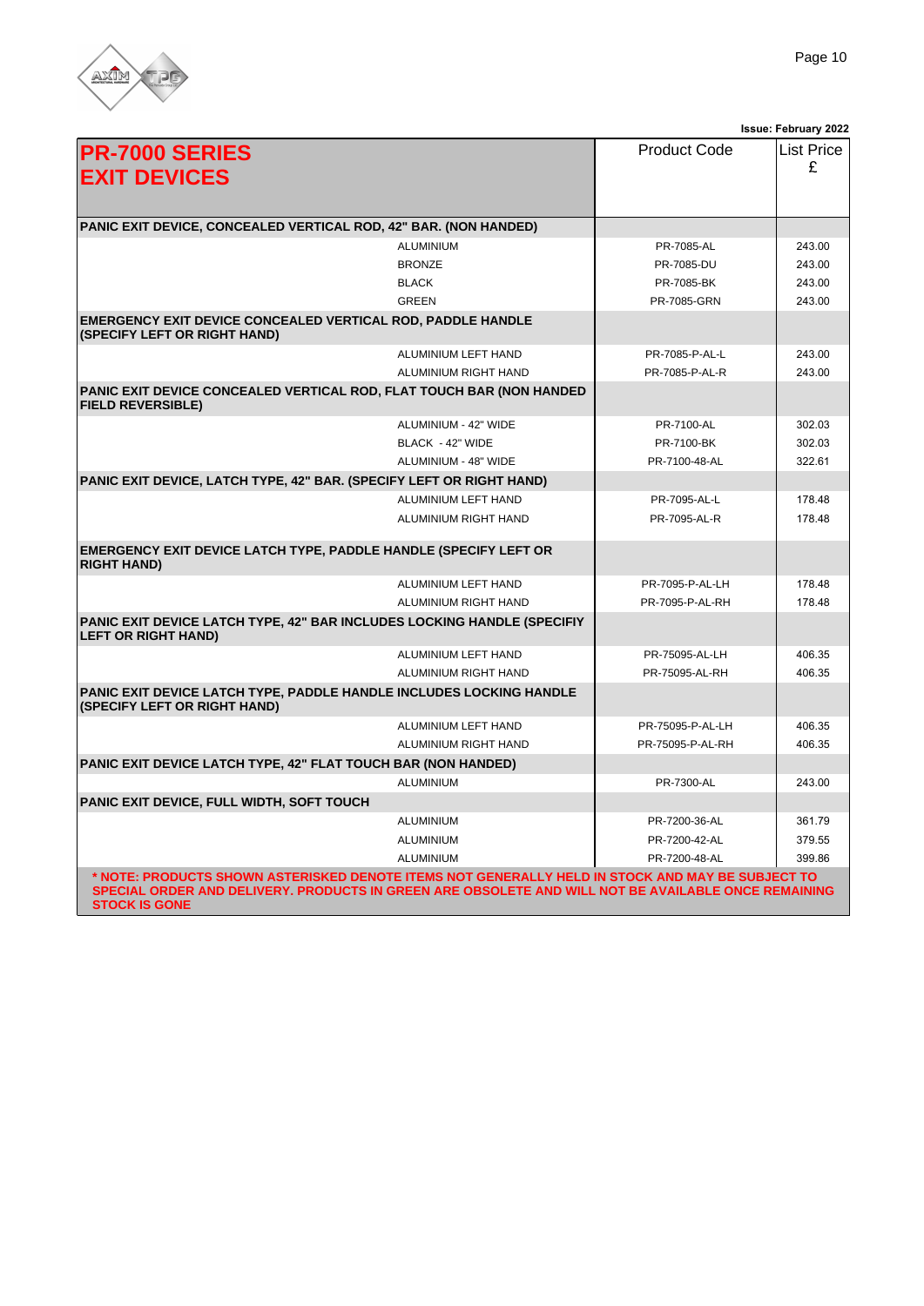Issue: February 2022

| PR-7000 SERIES EXIT DEVICES | | Product Code | List Price £ |
|---|---|---|---|
| **PANIC EXIT DEVICE, CONCEALED VERTICAL ROD, 42" BAR. (NON HANDED)** | | | |
| | ALUMINIUM | PR-7085-AL | 243.00 |
| | BRONZE | PR-7085-DU | 243.00 |
| | BLACK | PR-7085-BK | 243.00 |
| | GREEN | PR-7085-GRN | 243.00 |
| **EMERGENCY EXIT DEVICE CONCEALED VERTICAL ROD, PADDLE HANDLE (SPECIFY LEFT OR RIGHT HAND)** | | | |
| | ALUMINIUM LEFT HAND | PR-7085-P-AL-L | 243.00 |
| | ALUMINIUM RIGHT HAND | PR-7085-P-AL-R | 243.00 |
| **PANIC EXIT DEVICE CONCEALED VERTICAL ROD, FLAT TOUCH BAR (NON HANDED FIELD REVERSIBLE)** | | | |
| | ALUMINIUM - 42" WIDE | PR-7100-AL | 302.03 |
| | BLACK - 42" WIDE | PR-7100-BK | 302.03 |
| | ALUMINIUM - 48" WIDE | PR-7100-48-AL | 322.61 |
| **PANIC EXIT DEVICE, LATCH TYPE, 42" BAR. (SPECIFY LEFT OR RIGHT HAND)** | | | |
| | ALUMINIUM LEFT HAND | PR-7095-AL-L | 178.48 |
| | ALUMINIUM RIGHT HAND | PR-7095-AL-R | 178.48 |
| **EMERGENCY EXIT DEVICE LATCH TYPE, PADDLE HANDLE (SPECIFY LEFT OR RIGHT HAND)** | | | |
| | ALUMINIUM LEFT HAND | PR-7095-P-AL-LH | 178.48 |
| | ALUMINIUM RIGHT HAND | PR-7095-P-AL-RH | 178.48 |
| **PANIC EXIT DEVICE LATCH TYPE, 42" BAR INCLUDES LOCKING HANDLE (SPECIFIY LEFT OR RIGHT HAND)** | | | |
| | ALUMINIUM LEFT HAND | PR-75095-AL-LH | 406.35 |
| | ALUMINIUM RIGHT HAND | PR-75095-AL-RH | 406.35 |
| **PANIC EXIT DEVICE LATCH TYPE, PADDLE HANDLE INCLUDES LOCKING HANDLE (SPECIFY LEFT OR RIGHT HAND)** | | | |
| | ALUMINIUM LEFT HAND | PR-75095-P-AL-LH | 406.35 |
| | ALUMINIUM RIGHT HAND | PR-75095-P-AL-RH | 406.35 |
| **PANIC EXIT DEVICE LATCH TYPE, 42" FLAT TOUCH BAR (NON HANDED)** | | | |
| | ALUMINIUM | PR-7300-AL | 243.00 |
| **PANIC EXIT DEVICE, FULL WIDTH, SOFT TOUCH** | | | |
| | ALUMINIUM | PR-7200-36-AL | 361.79 |
| | ALUMINIUM | PR-7200-42-AL | 379.55 |
| | ALUMINIUM | PR-7200-48-AL | 399.86 |

**\* NOTE: PRODUCTS SHOWN ASTERISKED DENOTE ITEMS NOT GENERALLY HELD IN STOCK AND MAY BE SUBJECT TO SPECIAL ORDER AND DELIVERY. PRODUCTS IN GREEN ARE OBSOLETE AND WILL NOT BE AVAILABLE ONCE REMAINING STOCK IS GONE**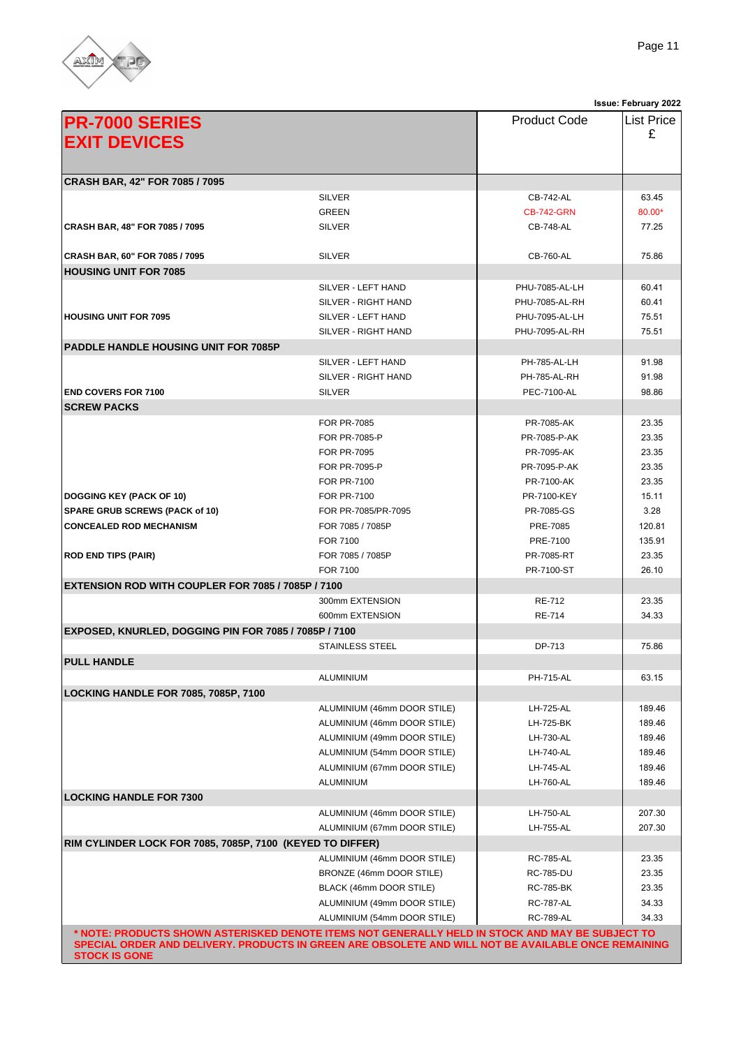Issue: February 2022

| PR-7000 SERIES EXIT DEVICES | | Product Code | List Price £ |
|---|---|---|---|
| **CRASH BAR, 42" FOR 7085 / 7095** | | | |
| | SILVER | CB-742-AL | 63.45 |
| | GREEN | CB-742-GRN | 80.00* |
| **CRASH BAR, 48" FOR 7085 / 7095** | SILVER | CB-748-AL | 77.25 |
| **CRASH BAR, 60" FOR 7085 / 7095** | SILVER | CB-760-AL | 75.86 |
| **HOUSING UNIT FOR 7085** | | | |
| | SILVER - LEFT HAND | PHU-7085-AL-LH | 60.41 |
| | SILVER - RIGHT HAND | PHU-7085-AL-RH | 60.41 |
| **HOUSING UNIT FOR 7095** | SILVER - LEFT HAND | PHU-7095-AL-LH | 75.51 |
| | SILVER - RIGHT HAND | PHU-7095-AL-RH | 75.51 |
| **PADDLE HANDLE HOUSING UNIT FOR 7085P** | | | |
| | SILVER - LEFT HAND | PH-785-AL-LH | 91.98 |
| | SILVER - RIGHT HAND | PH-785-AL-RH | 91.98 |
| **END COVERS FOR 7100** | SILVER | PEC-7100-AL | 98.86 |
| **SCREW PACKS** | | | |
| | FOR PR-7085 | PR-7085-AK | 23.35 |
| | FOR PR-7085-P | PR-7085-P-AK | 23.35 |
| | FOR PR-7095 | PR-7095-AK | 23.35 |
| | FOR PR-7095-P | PR-7095-P-AK | 23.35 |
| | FOR PR-7100 | PR-7100-AK | 23.35 |
| **DOGGING KEY (PACK OF 10)** | FOR PR-7100 | PR-7100-KEY | 15.11 |
| **SPARE GRUB SCREWS (PACK of 10)** | FOR PR-7085/PR-7095 | PR-7085-GS | 3.28 |
| **CONCEALED ROD MECHANISM** | FOR 7085 / 7085P | PRE-7085 | 120.81 |
| | FOR 7100 | PRE-7100 | 135.91 |
| **ROD END TIPS (PAIR)** | FOR 7085 / 7085P | PR-7085-RT | 23.35 |
| | FOR 7100 | PR-7100-ST | 26.10 |
| **EXTENSION ROD WITH COUPLER FOR 7085 / 7085P / 7100** | | | |
| | 300mm EXTENSION | RE-712 | 23.35 |
| | 600mm EXTENSION | RE-714 | 34.33 |
| **EXPOSED, KNURLED, DOGGING PIN FOR 7085 / 7085P / 7100** | | | |
| | STAINLESS STEEL | DP-713 | 75.86 |
| **PULL HANDLE** | | | |
| | ALUMINIUM | PH-715-AL | 63.15 |
| **LOCKING HANDLE FOR 7085, 7085P, 7100** | | | |
| | ALUMINIUM (46mm DOOR STILE) | LH-725-AL | 189.46 |
| | ALUMINIUM (46mm DOOR STILE) | LH-725-BK | 189.46 |
| | ALUMINIUM (49mm DOOR STILE) | LH-730-AL | 189.46 |
| | ALUMINIUM (54mm DOOR STILE) | LH-740-AL | 189.46 |
| | ALUMINIUM (67mm DOOR STILE) | LH-745-AL | 189.46 |
| | ALUMINIUM | LH-760-AL | 189.46 |
| **LOCKING HANDLE FOR 7300** | | | |
| | ALUMINIUM (46mm DOOR STILE) | LH-750-AL | 207.30 |
| | ALUMINIUM (67mm DOOR STILE) | LH-755-AL | 207.30 |
| **RIM CYLINDER LOCK FOR 7085, 7085P, 7100 (KEYED TO DIFFER)** | | | |
| | ALUMINIUM (46mm DOOR STILE) | RC-785-AL | 23.35 |
| | BRONZE (46mm DOOR STILE) | RC-785-DU | 23.35 |
| | BLACK (46mm DOOR STILE) | RC-785-BK | 23.35 |
| | ALUMINIUM (49mm DOOR STILE) | RC-787-AL | 34.33 |
| | ALUMINIUM (54mm DOOR STILE) | RC-789-AL | 34.33 |

**\* NOTE: PRODUCTS SHOWN ASTERISKED DENOTE ITEMS NOT GENERALLY HELD IN STOCK AND MAY BE SUBJECT TO SPECIAL ORDER AND DELIVERY. PRODUCTS IN GREEN ARE OBSOLETE AND WILL NOT BE AVAILABLE ONCE REMAINING STOCK IS GONE**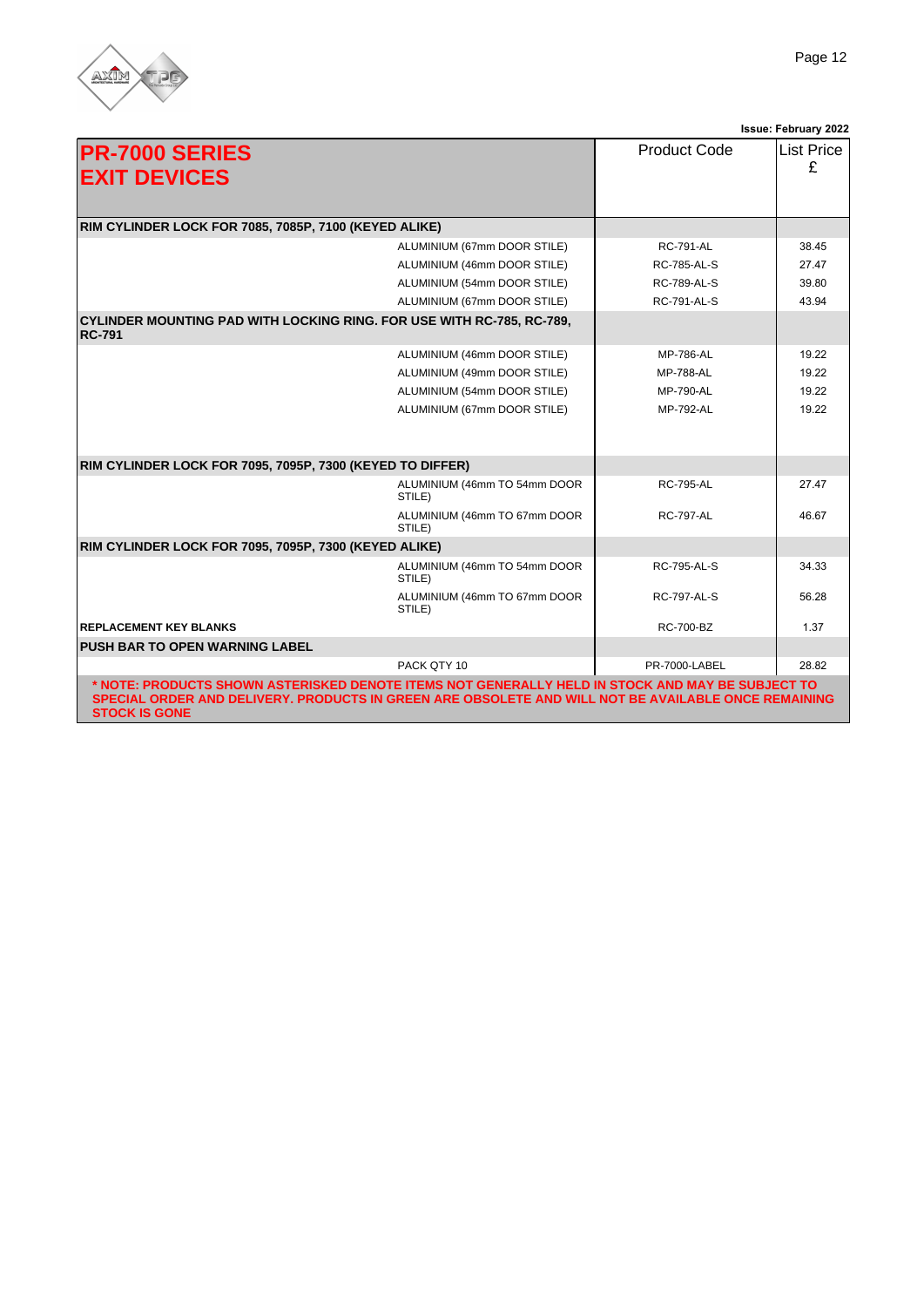Issue: February 2022

| PR-7000 SERIES EXIT DEVICES | | Product Code | List Price £ |
|---|---|---|---|
| **RIM CYLINDER LOCK FOR 7085, 7085P, 7100 (KEYED ALIKE)** | | | |
| | ALUMINIUM (67mm DOOR STILE) | RC-791-AL | 38.45 |
| | ALUMINIUM (46mm DOOR STILE) | RC-785-AL-S | 27.47 |
| | ALUMINIUM (54mm DOOR STILE) | RC-789-AL-S | 39.80 |
| | ALUMINIUM (67mm DOOR STILE) | RC-791-AL-S | 43.94 |
| **CYLINDER MOUNTING PAD WITH LOCKING RING. FOR USE WITH RC-785, RC-789, RC-791** | | | |
| | ALUMINIUM (46mm DOOR STILE) | MP-786-AL | 19.22 |
| | ALUMINIUM (49mm DOOR STILE) | MP-788-AL | 19.22 |
| | ALUMINIUM (54mm DOOR STILE) | MP-790-AL | 19.22 |
| | ALUMINIUM (67mm DOOR STILE) | MP-792-AL | 19.22 |
| **RIM CYLINDER LOCK FOR 7095, 7095P, 7300 (KEYED TO DIFFER)** | | | |
| | ALUMINIUM (46mm TO 54mm DOOR STILE) | RC-795-AL | 27.47 |
| | ALUMINIUM (46mm TO 67mm DOOR STILE) | RC-797-AL | 46.67 |
| **RIM CYLINDER LOCK FOR 7095, 7095P, 7300 (KEYED ALIKE)** | | | |
| | ALUMINIUM (46mm TO 54mm DOOR STILE) | RC-795-AL-S | 34.33 |
| | ALUMINIUM (46mm TO 67mm DOOR STILE) | RC-797-AL-S | 56.28 |
| **REPLACEMENT KEY BLANKS** | | RC-700-BZ | 1.37 |
| **PUSH BAR TO OPEN WARNING LABEL** | | | |
| | PACK QTY 10 | PR-7000-LABEL | 28.82 |

**\* NOTE: PRODUCTS SHOWN ASTERISKED DENOTE ITEMS NOT GENERALLY HELD IN STOCK AND MAY BE SUBJECT TO SPECIAL ORDER AND DELIVERY. PRODUCTS IN GREEN ARE OBSOLETE AND WILL NOT BE AVAILABLE ONCE REMAINING STOCK IS GONE**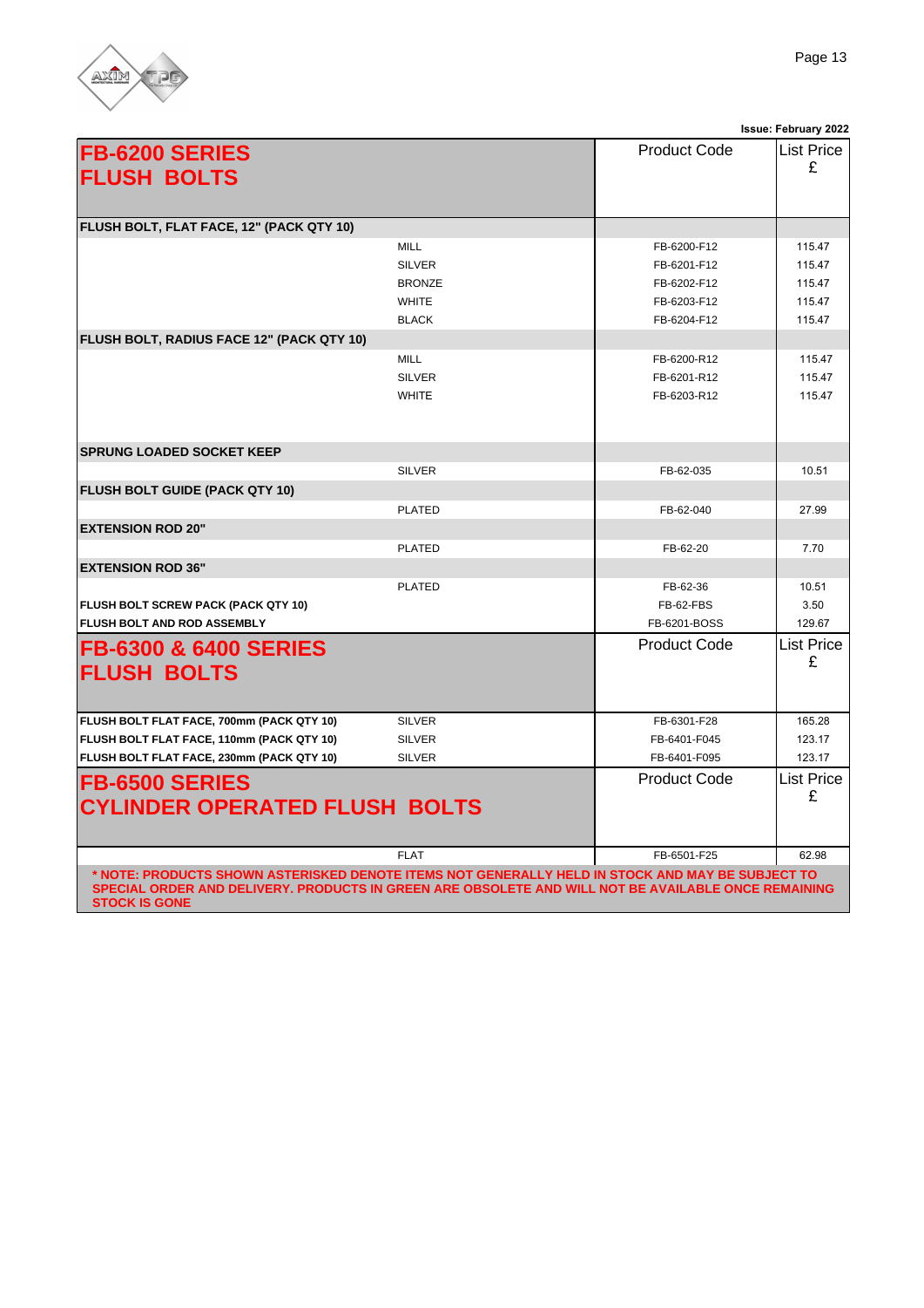Issue: February 2022

| FB-6200 SERIES FLUSH BOLTS | | Product Code | List Price £ |
|---|---|---|---|
| **FLUSH BOLT, FLAT FACE, 12" (PACK QTY 10)** | | | |
| | MILL | FB-6200-F12 | 115.47 |
| | SILVER | FB-6201-F12 | 115.47 |
| | BRONZE | FB-6202-F12 | 115.47 |
| | WHITE | FB-6203-F12 | 115.47 |
| | BLACK | FB-6204-F12 | 115.47 |
| **FLUSH BOLT, RADIUS FACE 12" (PACK QTY 10)** | | | |
| | MILL | FB-6200-R12 | 115.47 |
| | SILVER | FB-6201-R12 | 115.47 |
| | WHITE | FB-6203-R12 | 115.47 |
| **SPRUNG LOADED SOCKET KEEP** | | | |
| | SILVER | FB-62-035 | 10.51 |
| **FLUSH BOLT GUIDE (PACK QTY 10)** | | | |
| | PLATED | FB-62-040 | 27.99 |
| **EXTENSION ROD 20"** | | | |
| | PLATED | FB-62-20 | 7.70 |
| **EXTENSION ROD 36"** | | | |
| | PLATED | FB-62-36 | 10.51 |
| **FLUSH BOLT SCREW PACK (PACK QTY 10)** | | FB-62-FBS | 3.50 |
| **FLUSH BOLT AND ROD ASSEMBLY** | | FB-6201-BOSS | 129.67 |

| FB-6300 & 6400 SERIES FLUSH BOLTS | | Product Code | List Price £ |
|---|---|---|---|
| **FLUSH BOLT FLAT FACE, 700mm (PACK QTY 10)** | SILVER | FB-6301-F28 | 165.28 |
| **FLUSH BOLT FLAT FACE, 110mm (PACK QTY 10)** | SILVER | FB-6401-F045 | 123.17 |
| **FLUSH BOLT FLAT FACE, 230mm (PACK QTY 10)** | SILVER | FB-6401-F095 | 123.17 |

| FB-6500 SERIES CYLINDER OPERATED FLUSH BOLTS | | Product Code | List Price £ |
|---|---|---|---|
| | FLAT | FB-6501-F25 | 62.98 |

**\* NOTE: PRODUCTS SHOWN ASTERISKED DENOTE ITEMS NOT GENERALLY HELD IN STOCK AND MAY BE SUBJECT TO SPECIAL ORDER AND DELIVERY. PRODUCTS IN GREEN ARE OBSOLETE AND WILL NOT BE AVAILABLE ONCE REMAINING STOCK IS GONE**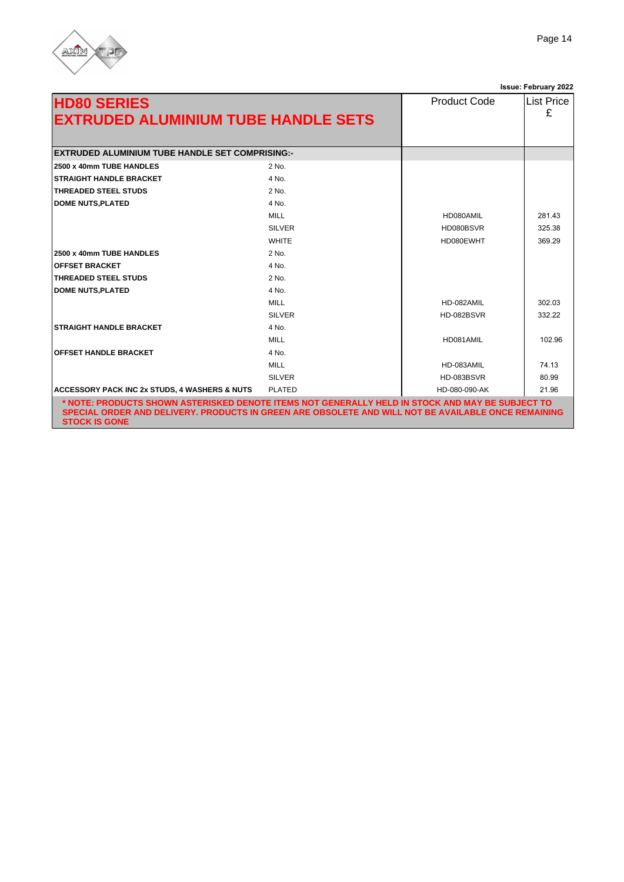Issue: February 2022

| HD80 SERIES<br>EXTRUDED ALUMINIUM TUBE HANDLE SETS | | Product Code | List Price £ |
|---|---|---|---|
| **EXTRUDED ALUMINIUM TUBE HANDLE SET COMPRISING:-** | | | |
| **2500 x 40mm TUBE HANDLES** | 2 No. | | |
| **STRAIGHT HANDLE BRACKET** | 4 No. | | |
| **THREADED STEEL STUDS** | 2 No. | | |
| **DOME NUTS,PLATED** | 4 No. | | |
| | MILL | HD080AMIL | 281.43 |
| | SILVER | HD080BSVR | 325.38 |
| | WHITE | HD080EWHT | 369.29 |
| **2500 x 40mm TUBE HANDLES** | 2 No. | | |
| **OFFSET BRACKET** | 4 No. | | |
| **THREADED STEEL STUDS** | 2 No. | | |
| **DOME NUTS,PLATED** | 4 No. | | |
| | MILL | HD-082AMIL | 302.03 |
| | SILVER | HD-082BSVR | 332.22 |
| **STRAIGHT HANDLE BRACKET** | 4 No. | | |
| | MILL | HD081AMIL | 102.96 |
| **OFFSET HANDLE BRACKET** | 4 No. | | |
| | MILL | HD-083AMIL | 74.13 |
| | SILVER | HD-083BSVR | 80.99 |
| **ACCESSORY PACK INC 2x STUDS, 4 WASHERS & NUTS** | PLATED | HD-080-090-AK | 21.96 |

**\* NOTE: PRODUCTS SHOWN ASTERISKED DENOTE ITEMS NOT GENERALLY HELD IN STOCK AND MAY BE SUBJECT TO SPECIAL ORDER AND DELIVERY. PRODUCTS IN GREEN ARE OBSOLETE AND WILL NOT BE AVAILABLE ONCE REMAINING STOCK IS GONE**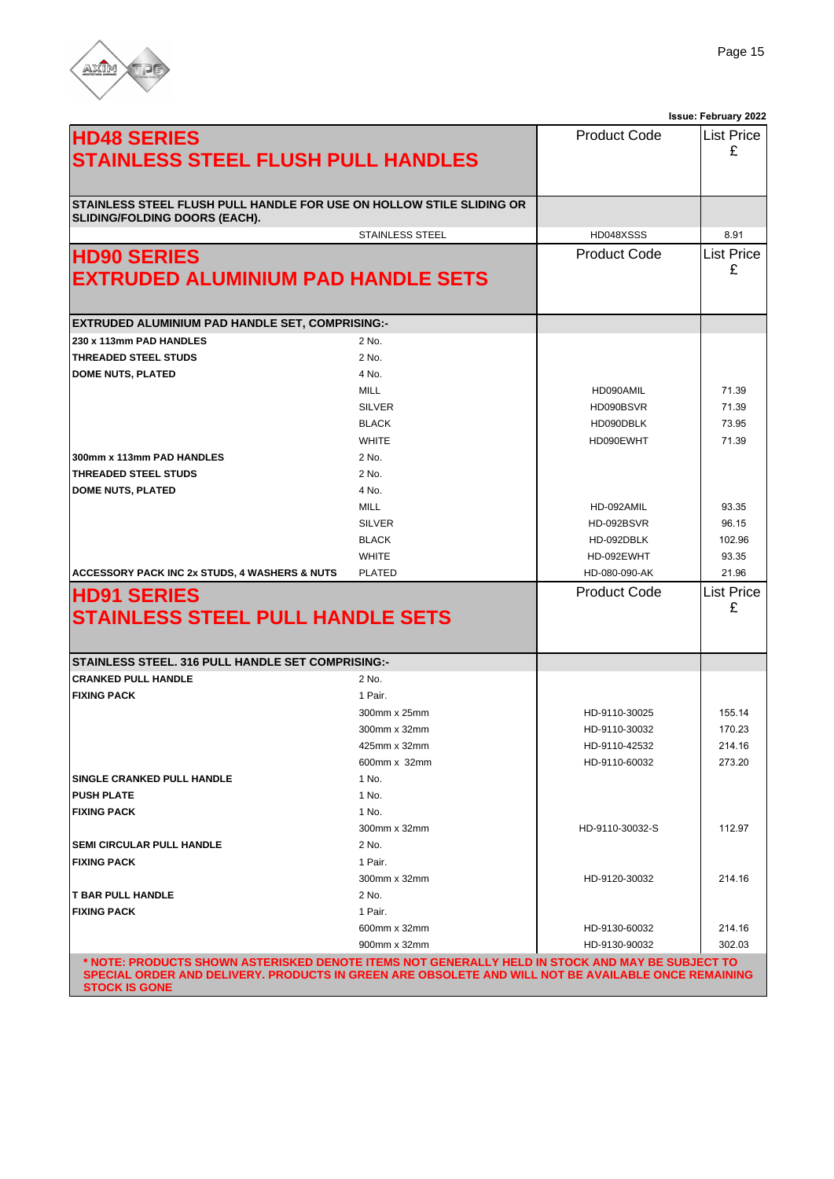Issue: February 2022

## HD48 SERIES
## STAINLESS STEEL FLUSH PULL HANDLES

| | | Product Code | List Price £ |
|---|---|---|---|
| **STAINLESS STEEL FLUSH PULL HANDLE FOR USE ON HOLLOW STILE SLIDING OR SLIDING/FOLDING DOORS (EACH).** | | | |
| | STAINLESS STEEL | HD048XSSS | 8.91 |

## HD90 SERIES
## EXTRUDED ALUMINIUM PAD HANDLE SETS

| | | Product Code | List Price £ |
|---|---|---|---|
| **EXTRUDED ALUMINIUM PAD HANDLE SET, COMPRISING:-** | | | |
| **230 x 113mm PAD HANDLES** | 2 No. | | |
| **THREADED STEEL STUDS** | 2 No. | | |
| **DOME NUTS, PLATED** | 4 No. | | |
| | MILL | HD090AMIL | 71.39 |
| | SILVER | HD090BSVR | 71.39 |
| | BLACK | HD090DBLK | 73.95 |
| | WHITE | HD090EWHT | 71.39 |
| **300mm x 113mm PAD HANDLES** | 2 No. | | |
| **THREADED STEEL STUDS** | 2 No. | | |
| **DOME NUTS, PLATED** | 4 No. | | |
| | MILL | HD-092AMIL | 93.35 |
| | SILVER | HD-092BSVR | 96.15 |
| | BLACK | HD-092DBLK | 102.96 |
| | WHITE | HD-092EWHT | 93.35 |
| **ACCESSORY PACK INC 2x STUDS, 4 WASHERS & NUTS** | PLATED | HD-080-090-AK | 21.96 |

## HD91 SERIES
## STAINLESS STEEL PULL HANDLE SETS

| | | Product Code | List Price £ |
|---|---|---|---|
| **STAINLESS STEEL. 316 PULL HANDLE SET COMPRISING:-** | | | |
| **CRANKED PULL HANDLE** | 2 No. | | |
| **FIXING PACK** | 1 Pair. | | |
| | 300mm x 25mm | HD-9110-30025 | 155.14 |
| | 300mm x 32mm | HD-9110-30032 | 170.23 |
| | 425mm x 32mm | HD-9110-42532 | 214.16 |
| | 600mm x 32mm | HD-9110-60032 | 273.20 |
| **SINGLE CRANKED PULL HANDLE** | 1 No. | | |
| **PUSH PLATE** | 1 No. | | |
| **FIXING PACK** | 1 No. | | |
| | 300mm x 32mm | HD-9110-30032-S | 112.97 |
| **SEMI CIRCULAR PULL HANDLE** | 2 No. | | |
| **FIXING PACK** | 1 Pair. | | |
| | 300mm x 32mm | HD-9120-30032 | 214.16 |
| **T BAR PULL HANDLE** | 2 No. | | |
| **FIXING PACK** | 1 Pair. | | |
| | 600mm x 32mm | HD-9130-60032 | 214.16 |
| | 900mm x 32mm | HD-9130-90032 | 302.03 |

**\* NOTE: PRODUCTS SHOWN ASTERISKED DENOTE ITEMS NOT GENERALLY HELD IN STOCK AND MAY BE SUBJECT TO SPECIAL ORDER AND DELIVERY. PRODUCTS IN GREEN ARE OBSOLETE AND WILL NOT BE AVAILABLE ONCE REMAINING STOCK IS GONE**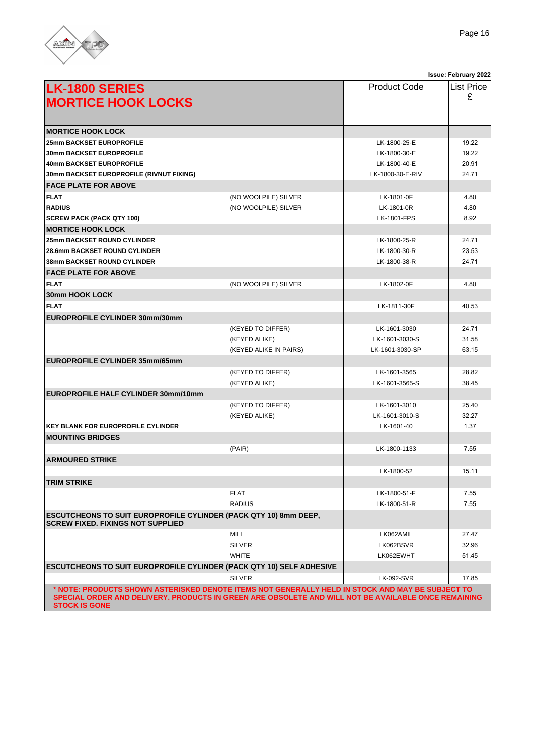Issue: February 2022

| **LK-1800 SERIES MORTICE HOOK LOCKS** | | Product Code | List Price £ |
|---|---|---|---|
| **MORTICE HOOK LOCK** | | | |
| **25mm BACKSET EUROPROFILE** | | LK-1800-25-E | 19.22 |
| **30mm BACKSET EUROPROFILE** | | LK-1800-30-E | 19.22 |
| **40mm BACKSET EUROPROFILE** | | LK-1800-40-E | 20.91 |
| **30mm BACKSET EUROPROFILE (RIVNUT FIXING)** | | LK-1800-30-E-RIV | 24.71 |
| **FACE PLATE FOR ABOVE** | | | |
| **FLAT** | (NO WOOLPILE) SILVER | LK-1801-0F | 4.80 |
| **RADIUS** | (NO WOOLPILE) SILVER | LK-1801-0R | 4.80 |
| **SCREW PACK (PACK QTY 100)** | | LK-1801-FPS | 8.92 |
| **MORTICE HOOK LOCK** | | | |
| **25mm BACKSET ROUND CYLINDER** | | LK-1800-25-R | 24.71 |
| **28.6mm BACKSET ROUND CYLINDER** | | LK-1800-30-R | 23.53 |
| **38mm BACKSET ROUND CYLINDER** | | LK-1800-38-R | 24.71 |
| **FACE PLATE FOR ABOVE** | | | |
| **FLAT** | (NO WOOLPILE) SILVER | LK-1802-0F | 4.80 |
| **30mm HOOK LOCK** | | | |
| **FLAT** | | LK-1811-30F | 40.53 |
| **EUROPROFILE CYLINDER 30mm/30mm** | | | |
| | (KEYED TO DIFFER) | LK-1601-3030 | 24.71 |
| | (KEYED ALIKE) | LK-1601-3030-S | 31.58 |
| | (KEYED ALIKE IN PAIRS) | LK-1601-3030-SP | 63.15 |
| **EUROPROFILE CYLINDER 35mm/65mm** | | | |
| | (KEYED TO DIFFER) | LK-1601-3565 | 28.82 |
| | (KEYED ALIKE) | LK-1601-3565-S | 38.45 |
| **EUROPROFILE HALF CYLINDER 30mm/10mm** | | | |
| | (KEYED TO DIFFER) | LK-1601-3010 | 25.40 |
| | (KEYED ALIKE) | LK-1601-3010-S | 32.27 |
| **KEY BLANK FOR EUROPROFILE CYLINDER** | | LK-1601-40 | 1.37 |
| **MOUNTING BRIDGES** | | | |
| | (PAIR) | LK-1800-1133 | 7.55 |
| **ARMOURED STRIKE** | | | |
| | | LK-1800-52 | 15.11 |
| **TRIM STRIKE** | | | |
| | FLAT | LK-1800-51-F | 7.55 |
| | RADIUS | LK-1800-51-R | 7.55 |
| **ESCUTCHEONS TO SUIT EUROPROFILE CYLINDER (PACK QTY 10) 8mm DEEP, SCREW FIXED. FIXINGS NOT SUPPLIED** | | | |
| | MILL | LK062AMIL | 27.47 |
| | SILVER | LK062BSVR | 32.96 |
| | WHITE | LK062EWHT | 51.45 |
| **ESCUTCHEONS TO SUIT EUROPROFILE CYLINDER (PACK QTY 10) SELF ADHESIVE** | | | |
| | SILVER | LK-092-SVR | 17.85 |

*** NOTE: PRODUCTS SHOWN ASTERISKED DENOTE ITEMS NOT GENERALLY HELD IN STOCK AND MAY BE SUBJECT TO SPECIAL ORDER AND DELIVERY. PRODUCTS IN GREEN ARE OBSOLETE AND WILL NOT BE AVAILABLE ONCE REMAINING STOCK IS GONE**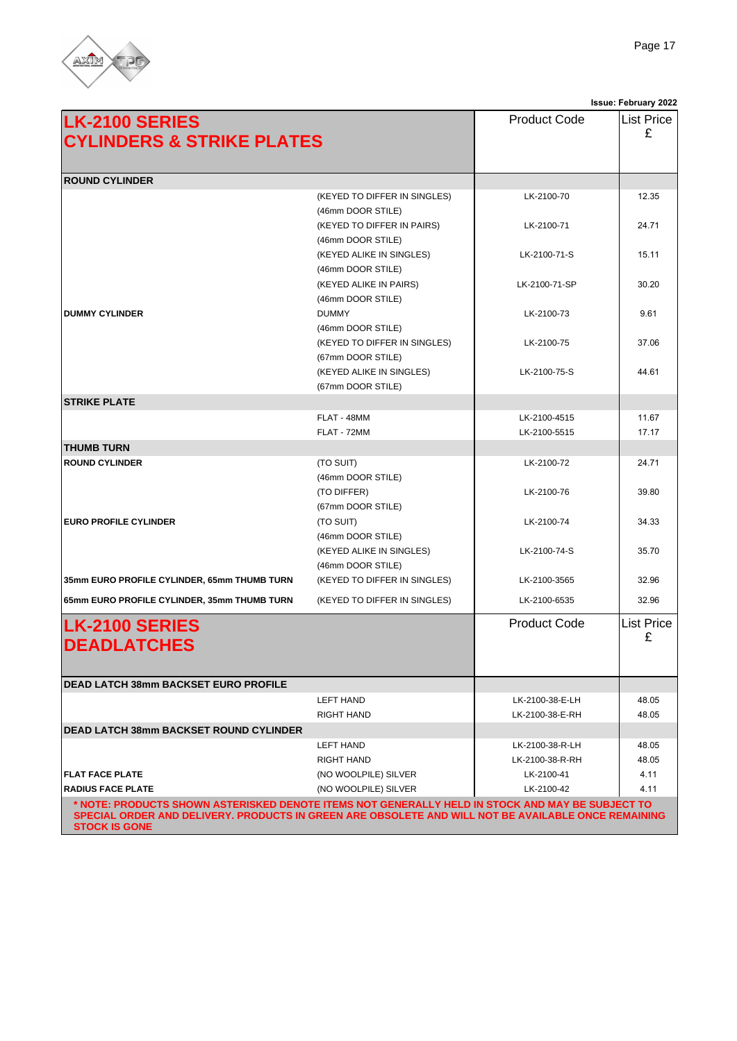Issue: February 2022

| LK-2100 SERIES CYLINDERS & STRIKE PLATES | | Product Code | List Price £ |
|---|---|---|---|
| **ROUND CYLINDER** | | | |
| | (KEYED TO DIFFER IN SINGLES) (46mm DOOR STILE) | LK-2100-70 | 12.35 |
| | (KEYED TO DIFFER IN PAIRS) (46mm DOOR STILE) | LK-2100-71 | 24.71 |
| | (KEYED ALIKE IN SINGLES) (46mm DOOR STILE) | LK-2100-71-S | 15.11 |
| | (KEYED ALIKE IN PAIRS) (46mm DOOR STILE) | LK-2100-71-SP | 30.20 |
| **DUMMY CYLINDER** | DUMMY (46mm DOOR STILE) | LK-2100-73 | 9.61 |
| | (KEYED TO DIFFER IN SINGLES) (67mm DOOR STILE) | LK-2100-75 | 37.06 |
| | (KEYED ALIKE IN SINGLES) (67mm DOOR STILE) | LK-2100-75-S | 44.61 |
| **STRIKE PLATE** | | | |
| | FLAT - 48MM | LK-2100-4515 | 11.67 |
| | FLAT - 72MM | LK-2100-5515 | 17.17 |
| **THUMB TURN** | | | |
| **ROUND CYLINDER** | (TO SUIT) (46mm DOOR STILE) | LK-2100-72 | 24.71 |
| | (TO DIFFER) (67mm DOOR STILE) | LK-2100-76 | 39.80 |
| **EURO PROFILE CYLINDER** | (TO SUIT) (46mm DOOR STILE) | LK-2100-74 | 34.33 |
| | (KEYED ALIKE IN SINGLES) (46mm DOOR STILE) | LK-2100-74-S | 35.70 |
| **35mm EURO PROFILE CYLINDER, 65mm THUMB TURN** | (KEYED TO DIFFER IN SINGLES) | LK-2100-3565 | 32.96 |
| **65mm EURO PROFILE CYLINDER, 35mm THUMB TURN** | (KEYED TO DIFFER IN SINGLES) | LK-2100-6535 | 32.96 |

| LK-2100 SERIES DEADLATCHES | | Product Code | List Price £ |
|---|---|---|---|
| **DEAD LATCH 38mm BACKSET EURO PROFILE** | | | |
| | LEFT HAND | LK-2100-38-E-LH | 48.05 |
| | RIGHT HAND | LK-2100-38-E-RH | 48.05 |
| **DEAD LATCH 38mm BACKSET ROUND CYLINDER** | | | |
| | LEFT HAND | LK-2100-38-R-LH | 48.05 |
| | RIGHT HAND | LK-2100-38-R-RH | 48.05 |
| **FLAT FACE PLATE** | (NO WOOLPILE) SILVER | LK-2100-41 | 4.11 |
| **RADIUS FACE PLATE** | (NO WOOLPILE) SILVER | LK-2100-42 | 4.11 |

**\* NOTE: PRODUCTS SHOWN ASTERISKED DENOTE ITEMS NOT GENERALLY HELD IN STOCK AND MAY BE SUBJECT TO SPECIAL ORDER AND DELIVERY. PRODUCTS IN GREEN ARE OBSOLETE AND WILL NOT BE AVAILABLE ONCE REMAINING STOCK IS GONE**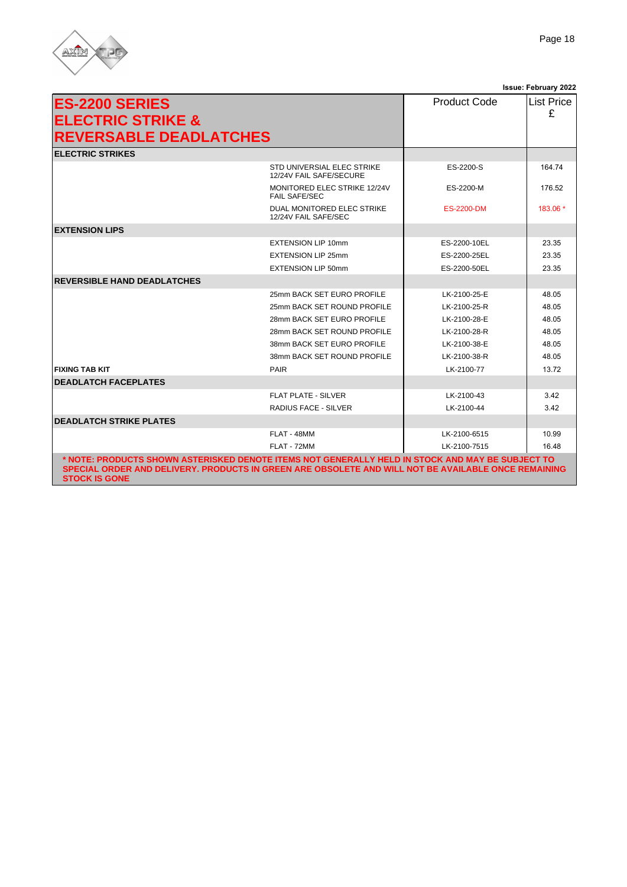**Issue: February 2022**

| ES-2200 SERIES ELECTRIC STRIKE & REVERSABLE DEADLATCHES | | Product Code | List Price £ |
|---|---|---|---|
| **ELECTRIC STRIKES** | | | |
| | STD UNIVERSIAL ELEC STRIKE 12/24V FAIL SAFE/SECURE | ES-2200-S | 164.74 |
| | MONITORED ELEC STRIKE 12/24V FAIL SAFE/SEC | ES-2200-M | 176.52 |
| | DUAL MONITORED ELEC STRIKE 12/24V FAIL SAFE/SEC | ES-2200-DM | 183.06 * |
| **EXTENSION LIPS** | | | |
| | EXTENSION LIP 10mm | ES-2200-10EL | 23.35 |
| | EXTENSION LIP 25mm | ES-2200-25EL | 23.35 |
| | EXTENSION LIP 50mm | ES-2200-50EL | 23.35 |
| **REVERSIBLE HAND DEADLATCHES** | | | |
| | 25mm BACK SET EURO PROFILE | LK-2100-25-E | 48.05 |
| | 25mm BACK SET ROUND PROFILE | LK-2100-25-R | 48.05 |
| | 28mm BACK SET EURO PROFILE | LK-2100-28-E | 48.05 |
| | 28mm BACK SET ROUND PROFILE | LK-2100-28-R | 48.05 |
| | 38mm BACK SET EURO PROFILE | LK-2100-38-E | 48.05 |
| | 38mm BACK SET ROUND PROFILE | LK-2100-38-R | 48.05 |
| **FIXING TAB KIT** | PAIR | LK-2100-77 | 13.72 |
| **DEADLATCH FACEPLATES** | | | |
| | FLAT PLATE - SILVER | LK-2100-43 | 3.42 |
| | RADIUS FACE - SILVER | LK-2100-44 | 3.42 |
| **DEADLATCH STRIKE PLATES** | | | |
| | FLAT - 48MM | LK-2100-6515 | 10.99 |
| | FLAT - 72MM | LK-2100-7515 | 16.48 |

**\* NOTE: PRODUCTS SHOWN ASTERISKED DENOTE ITEMS NOT GENERALLY HELD IN STOCK AND MAY BE SUBJECT TO SPECIAL ORDER AND DELIVERY. PRODUCTS IN GREEN ARE OBSOLETE AND WILL NOT BE AVAILABLE ONCE REMAINING STOCK IS GONE**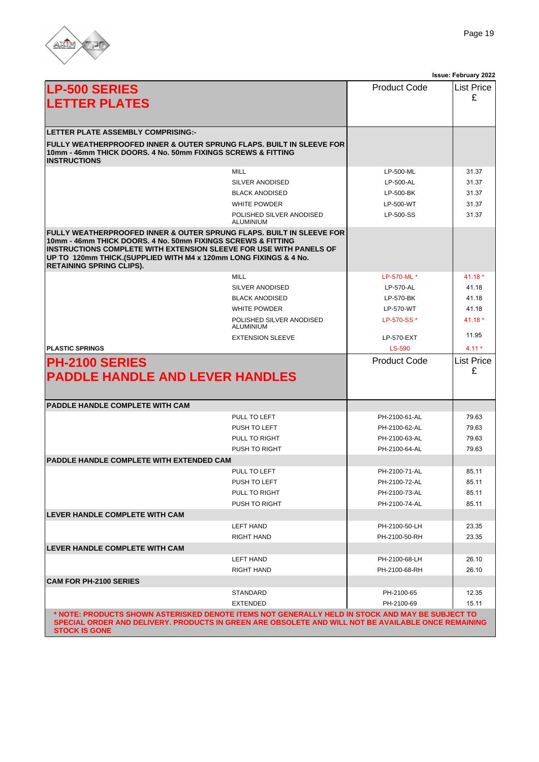Issue: February 2022

| LP-500 SERIES LETTER PLATES | | Product Code | List Price £ |
|---|---|---|---|
| **LETTER PLATE ASSEMBLY COMPRISING:-** | | | |
| **FULLY WEATHERPROOFED INNER & OUTER SPRUNG FLAPS. BUILT IN SLEEVE FOR 10mm - 46mm THICK DOORS. 4 No. 50mm FIXINGS SCREWS & FITTING INSTRUCTIONS** | | | |
| | MILL | LP-500-ML | 31.37 |
| | SILVER ANODISED | LP-500-AL | 31.37 |
| | BLACK ANODISED | LP-500-BK | 31.37 |
| | WHITE POWDER | LP-500-WT | 31.37 |
| | POLISHED SILVER ANODISED ALUMINIUM | LP-500-SS | 31.37 |
| **FULLY WEATHERPROOFED INNER & OUTER SPRUNG FLAPS. BUILT IN SLEEVE FOR 10mm - 46mm THICK DOORS. 4 No. 50mm FIXINGS SCREWS & FITTING INSTRUCTIONS COMPLETE WITH EXTENSION SLEEVE FOR USE WITH PANELS OF UP TO 120mm THICK.(SUPPLIED WITH M4 x 120mm LONG FIXINGS & 4 No. RETAINING SPRING CLIPS).** | | | |
| | MILL | LP-570-ML * | 41.18 * |
| | SILVER ANODISED | LP-570-AL | 41.18 |
| | BLACK ANODISED | LP-570-BK | 41.18 |
| | WHITE POWDER | LP-570-WT | 41.18 |
| | POLISHED SILVER ANODISED ALUMINIUM | LP-570-SS * | 41.18 * |
| | EXTENSION SLEEVE | LP-570-EXT | 11.95 |
| **PLASTIC SPRINGS** | | LS-590 | 4.11 * |

| PH-2100 SERIES PADDLE HANDLE AND LEVER HANDLES | | Product Code | List Price £ |
|---|---|---|---|
| **PADDLE HANDLE COMPLETE WITH CAM** | | | |
| | PULL TO LEFT | PH-2100-61-AL | 79.63 |
| | PUSH TO LEFT | PH-2100-62-AL | 79.63 |
| | PULL TO RIGHT | PH-2100-63-AL | 79.63 |
| | PUSH TO RIGHT | PH-2100-64-AL | 79.63 |
| **PADDLE HANDLE COMPLETE WITH EXTENDED CAM** | | | |
| | PULL TO LEFT | PH-2100-71-AL | 85.11 |
| | PUSH TO LEFT | PH-2100-72-AL | 85.11 |
| | PULL TO RIGHT | PH-2100-73-AL | 85.11 |
| | PUSH TO RIGHT | PH-2100-74-AL | 85.11 |
| **LEVER HANDLE COMPLETE WITH CAM** | | | |
| | LEFT HAND | PH-2100-50-LH | 23.35 |
| | RIGHT HAND | PH-2100-50-RH | 23.35 |
| **LEVER HANDLE COMPLETE WITH CAM** | | | |
| | LEFT HAND | PH-2100-68-LH | 26.10 |
| | RIGHT HAND | PH-2100-68-RH | 26.10 |
| **CAM FOR PH-2100 SERIES** | | | |
| | STANDARD | PH-2100-65 | 12.35 |
| | EXTENDED | PH-2100-69 | 15.11 |

**\* NOTE: PRODUCTS SHOWN ASTERISKED DENOTE ITEMS NOT GENERALLY HELD IN STOCK AND MAY BE SUBJECT TO SPECIAL ORDER AND DELIVERY. PRODUCTS IN GREEN ARE OBSOLETE AND WILL NOT BE AVAILABLE ONCE REMAINING STOCK IS GONE**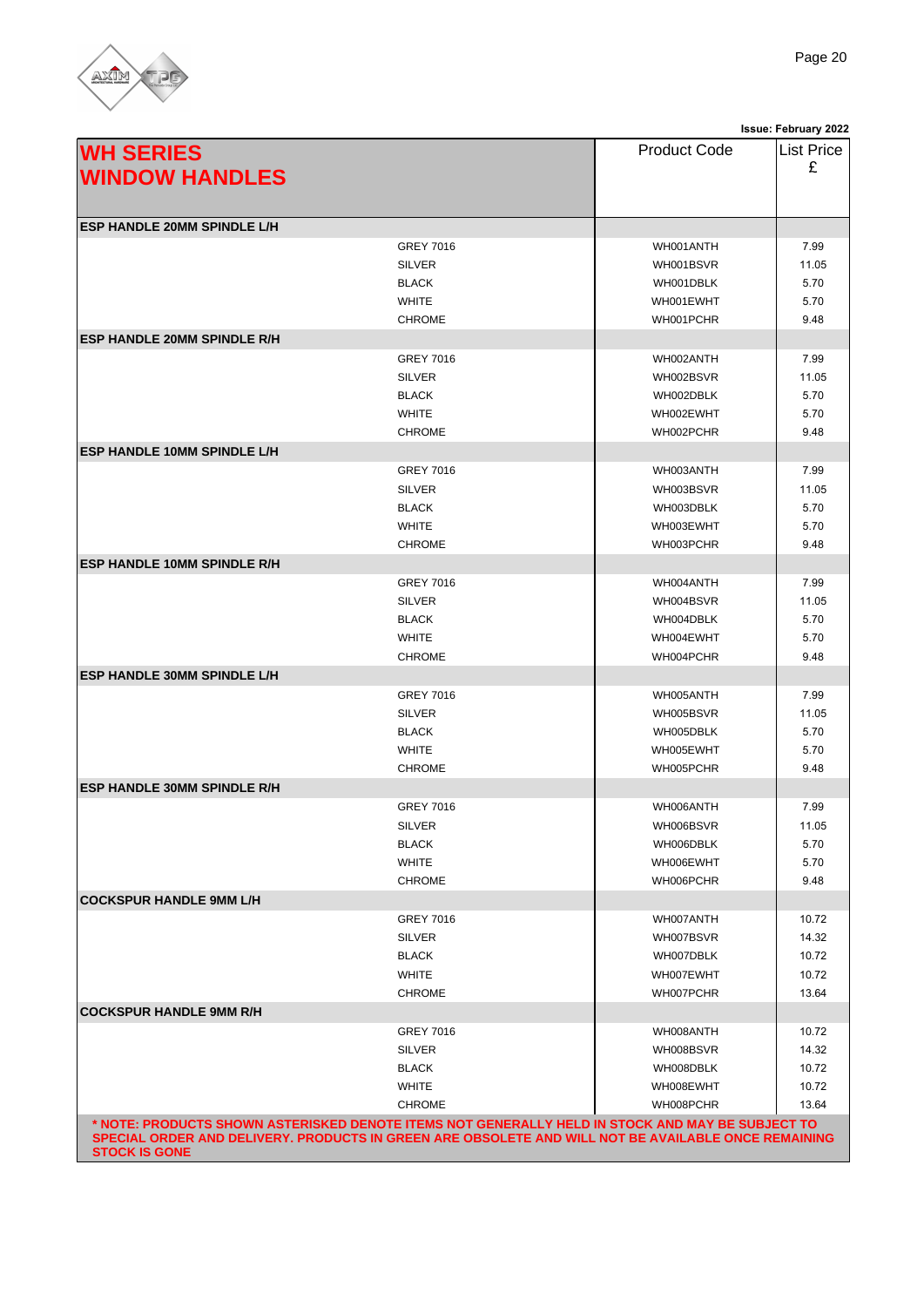**Issue: February 2022**

| WH SERIES WINDOW HANDLES | | Product Code | List Price £ |
|---|---|---|---|
| **ESP HANDLE 20MM SPINDLE L/H** | | | |
| | GREY 7016 | WH001ANTH | 7.99 |
| | SILVER | WH001BSVR | 11.05 |
| | BLACK | WH001DBLK | 5.70 |
| | WHITE | WH001EWHT | 5.70 |
| | CHROME | WH001PCHR | 9.48 |
| **ESP HANDLE 20MM SPINDLE R/H** | | | |
| | GREY 7016 | WH002ANTH | 7.99 |
| | SILVER | WH002BSVR | 11.05 |
| | BLACK | WH002DBLK | 5.70 |
| | WHITE | WH002EWHT | 5.70 |
| | CHROME | WH002PCHR | 9.48 |
| **ESP HANDLE 10MM SPINDLE L/H** | | | |
| | GREY 7016 | WH003ANTH | 7.99 |
| | SILVER | WH003BSVR | 11.05 |
| | BLACK | WH003DBLK | 5.70 |
| | WHITE | WH003EWHT | 5.70 |
| | CHROME | WH003PCHR | 9.48 |
| **ESP HANDLE 10MM SPINDLE R/H** | | | |
| | GREY 7016 | WH004ANTH | 7.99 |
| | SILVER | WH004BSVR | 11.05 |
| | BLACK | WH004DBLK | 5.70 |
| | WHITE | WH004EWHT | 5.70 |
| | CHROME | WH004PCHR | 9.48 |
| **ESP HANDLE 30MM SPINDLE L/H** | | | |
| | GREY 7016 | WH005ANTH | 7.99 |
| | SILVER | WH005BSVR | 11.05 |
| | BLACK | WH005DBLK | 5.70 |
| | WHITE | WH005EWHT | 5.70 |
| | CHROME | WH005PCHR | 9.48 |
| **ESP HANDLE 30MM SPINDLE R/H** | | | |
| | GREY 7016 | WH006ANTH | 7.99 |
| | SILVER | WH006BSVR | 11.05 |
| | BLACK | WH006DBLK | 5.70 |
| | WHITE | WH006EWHT | 5.70 |
| | CHROME | WH006PCHR | 9.48 |
| **COCKSPUR HANDLE 9MM L/H** | | | |
| | GREY 7016 | WH007ANTH | 10.72 |
| | SILVER | WH007BSVR | 14.32 |
| | BLACK | WH007DBLK | 10.72 |
| | WHITE | WH007EWHT | 10.72 |
| | CHROME | WH007PCHR | 13.64 |
| **COCKSPUR HANDLE 9MM R/H** | | | |
| | GREY 7016 | WH008ANTH | 10.72 |
| | SILVER | WH008BSVR | 14.32 |
| | BLACK | WH008DBLK | 10.72 |
| | WHITE | WH008EWHT | 10.72 |
| | CHROME | WH008PCHR | 13.64 |

**\* NOTE: PRODUCTS SHOWN ASTERISKED DENOTE ITEMS NOT GENERALLY HELD IN STOCK AND MAY BE SUBJECT TO SPECIAL ORDER AND DELIVERY. PRODUCTS IN GREEN ARE OBSOLETE AND WILL NOT BE AVAILABLE ONCE REMAINING STOCK IS GONE**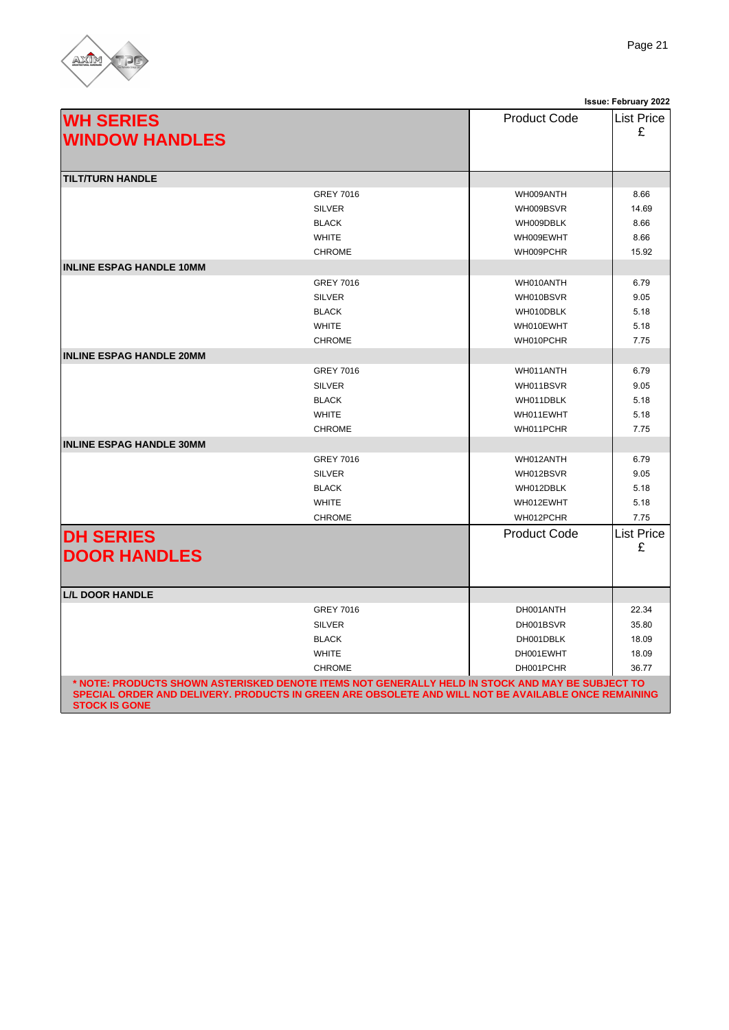Issue: February 2022

| WH SERIES WINDOW HANDLES | | Product Code | List Price £ |
|---|---|---|---|
| **TILT/TURN HANDLE** | | | |
| | GREY 7016 | WH009ANTH | 8.66 |
| | SILVER | WH009BSVR | 14.69 |
| | BLACK | WH009DBLK | 8.66 |
| | WHITE | WH009EWHT | 8.66 |
| | CHROME | WH009PCHR | 15.92 |
| **INLINE ESPAG HANDLE 10MM** | | | |
| | GREY 7016 | WH010ANTH | 6.79 |
| | SILVER | WH010BSVR | 9.05 |
| | BLACK | WH010DBLK | 5.18 |
| | WHITE | WH010EWHT | 5.18 |
| | CHROME | WH010PCHR | 7.75 |
| **INLINE ESPAG HANDLE 20MM** | | | |
| | GREY 7016 | WH011ANTH | 6.79 |
| | SILVER | WH011BSVR | 9.05 |
| | BLACK | WH011DBLK | 5.18 |
| | WHITE | WH011EWHT | 5.18 |
| | CHROME | WH011PCHR | 7.75 |
| **INLINE ESPAG HANDLE 30MM** | | | |
| | GREY 7016 | WH012ANTH | 6.79 |
| | SILVER | WH012BSVR | 9.05 |
| | BLACK | WH012DBLK | 5.18 |
| | WHITE | WH012EWHT | 5.18 |
| | CHROME | WH012PCHR | 7.75 |

| DH SERIES DOOR HANDLES | | Product Code | List Price £ |
|---|---|---|---|
| **L/L DOOR HANDLE** | | | |
| | GREY 7016 | DH001ANTH | 22.34 |
| | SILVER | DH001BSVR | 35.80 |
| | BLACK | DH001DBLK | 18.09 |
| | WHITE | DH001EWHT | 18.09 |
| | CHROME | DH001PCHR | 36.77 |

**\* NOTE: PRODUCTS SHOWN ASTERISKED DENOTE ITEMS NOT GENERALLY HELD IN STOCK AND MAY BE SUBJECT TO SPECIAL ORDER AND DELIVERY. PRODUCTS IN GREEN ARE OBSOLETE AND WILL NOT BE AVAILABLE ONCE REMAINING STOCK IS GONE**